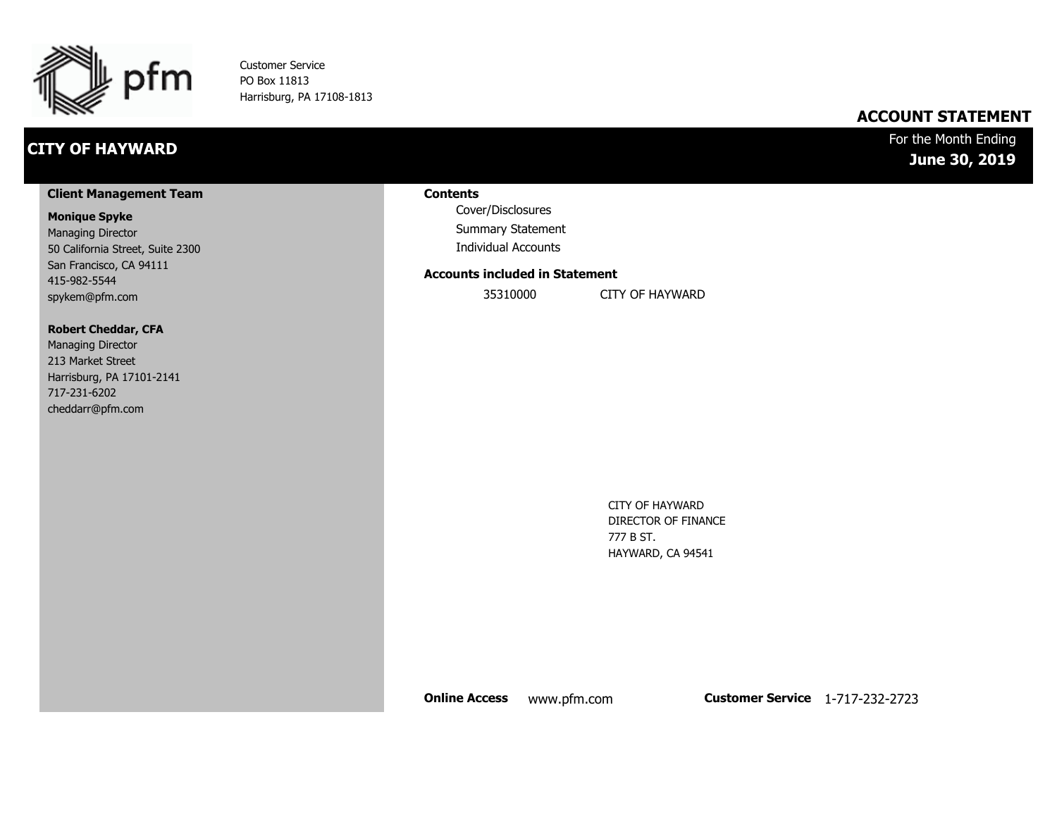pfm

Customer Service
PO Box 11813
Harrisburg, PA 17108-1813

## ACCOUNT STATEMENT

# CITY OF HAYWARD

For the Month Ending
**June 30, 2019**

**Client Management Team**

**Monique Spyke**
Managing Director
50 California Street, Suite 2300
San Francisco, CA 94111
415-982-5544
spykem@pfm.com

**Robert Cheddar, CFA**
Managing Director
213 Market Street
Harrisburg, PA 17101-2141
717-231-6202
cheddarr@pfm.com

**Contents**

- Cover/Disclosures
- Summary Statement
- Individual Accounts

**Accounts included in Statement**

| | |
|---|---|
| 35310000 | CITY OF HAYWARD |

CITY OF HAYWARD
DIRECTOR OF FINANCE
777 B ST.
HAYWARD, CA 94541

**Online Access** www.pfm.com **Customer Service** 1-717-232-2723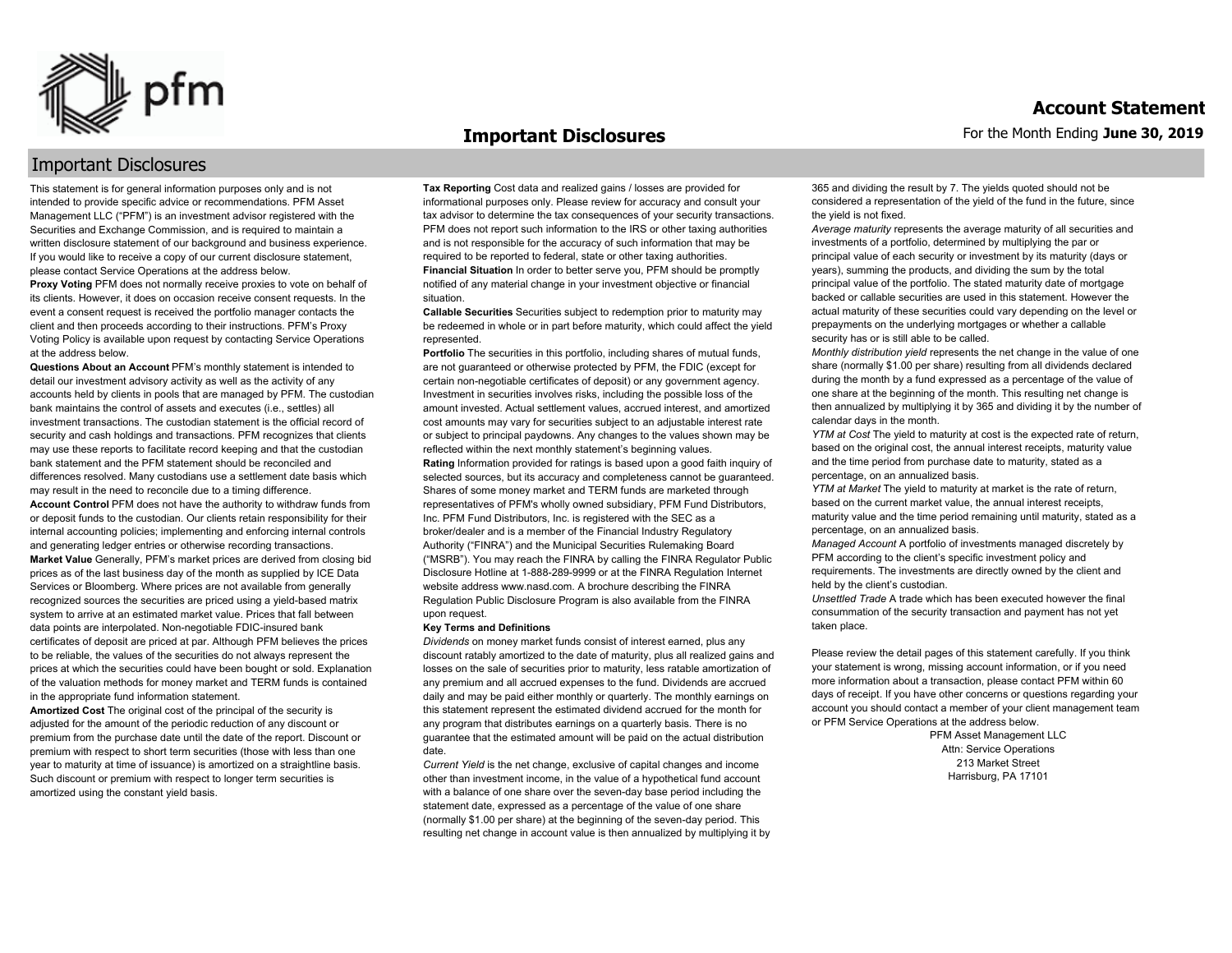# Important Disclosures

This statement is for general information purposes only and is not intended to provide specific advice or recommendations. PFM Asset Management LLC ("PFM") is an investment advisor registered with the Securities and Exchange Commission, and is required to maintain a written disclosure statement of our background and business experience. If you would like to receive a copy of our current disclosure statement, please contact Service Operations at the address below.

**Proxy Voting** PFM does not normally receive proxies to vote on behalf of its clients. However, it does on occasion receive consent requests. In the event a consent request is received the portfolio manager contacts the client and then proceeds according to their instructions. PFM's Proxy Voting Policy is available upon request by contacting Service Operations at the address below.

**Questions About an Account** PFM's monthly statement is intended to detail our investment advisory activity as well as the activity of any accounts held by clients in pools that are managed by PFM. The custodian bank maintains the control of assets and executes (i.e., settles) all investment transactions. The custodian statement is the official record of security and cash holdings and transactions. PFM recognizes that clients may use these reports to facilitate record keeping and that the custodian bank statement and the PFM statement should be reconciled and differences resolved. Many custodians use a settlement date basis which may result in the need to reconcile due to a timing difference.

**Account Control** PFM does not have the authority to withdraw funds from or deposit funds to the custodian. Our clients retain responsibility for their internal accounting policies; implementing and enforcing internal controls and generating ledger entries or otherwise recording transactions.

**Market Value** Generally, PFM's market prices are derived from closing bid prices as of the last business day of the month as supplied by ICE Data Services or Bloomberg. Where prices are not available from generally recognized sources the securities are priced using a yield-based matrix system to arrive at an estimated market value. Prices that fall between data points are interpolated. Non-negotiable FDIC-insured bank certificates of deposit are priced at par. Although PFM believes the prices to be reliable, the values of the securities do not always represent the prices at which the securities could have been bought or sold. Explanation of the valuation methods for money market and TERM funds is contained in the appropriate fund information statement.

**Amortized Cost** The original cost of the principal of the security is adjusted for the amount of the periodic reduction of any discount or premium from the purchase date until the date of the report. Discount or premium with respect to short term securities (those with less than one year to maturity at time of issuance) is amortized on a straightline basis. Such discount or premium with respect to longer term securities is amortized using the constant yield basis.

**Tax Reporting** Cost data and realized gains / losses are provided for informational purposes only. Please review for accuracy and consult your tax advisor to determine the tax consequences of your security transactions. PFM does not report such information to the IRS or other taxing authorities and is not responsible for the accuracy of such information that may be required to be reported to federal, state or other taxing authorities.

**Financial Situation** In order to better serve you, PFM should be promptly notified of any material change in your investment objective or financial situation.

**Callable Securities** Securities subject to redemption prior to maturity may be redeemed in whole or in part before maturity, which could affect the yield represented.

**Portfolio** The securities in this portfolio, including shares of mutual funds, are not guaranteed or otherwise protected by PFM, the FDIC (except for certain non-negotiable certificates of deposit) or any government agency. Investment in securities involves risks, including the possible loss of the amount invested. Actual settlement values, accrued interest, and amortized cost amounts may vary for securities subject to an adjustable interest rate or subject to principal paydowns. Any changes to the values shown may be reflected within the next monthly statement's beginning values.

**Rating** Information provided for ratings is based upon a good faith inquiry of selected sources, but its accuracy and completeness cannot be guaranteed. Shares of some money market and TERM funds are marketed through representatives of PFM's wholly owned subsidiary, PFM Fund Distributors, Inc. PFM Fund Distributors, Inc. is registered with the SEC as a broker/dealer and is a member of the Financial Industry Regulatory Authority ("FINRA") and the Municipal Securities Rulemaking Board ("MSRB"). You may reach the FINRA by calling the FINRA Regulator Public Disclosure Hotline at 1-888-289-9999 or at the FINRA Regulation Internet website address www.nasd.com. A brochure describing the FINRA Regulation Public Disclosure Program is also available from the FINRA upon request.

**Key Terms and Definitions**

*Dividends* on money market funds consist of interest earned, plus any discount ratably amortized to the date of maturity, plus all realized gains and losses on the sale of securities prior to maturity, less ratable amortization of any premium and all accrued expenses to the fund. Dividends are accrued daily and may be paid either monthly or quarterly. The monthly earnings on this statement represent the estimated dividend accrued for the month for any program that distributes earnings on a quarterly basis. There is no guarantee that the estimated amount will be paid on the actual distribution date.

*Current Yield* is the net change, exclusive of capital changes and income other than investment income, in the value of a hypothetical fund account with a balance of one share over the seven-day base period including the statement date, expressed as a percentage of the value of one share (normally $1.00 per share) at the beginning of the seven-day period. This resulting net change in account value is then annualized by multiplying it by 365 and dividing the result by 7. The yields quoted should not be considered a representation of the yield of the fund in the future, since the yield is not fixed.

*Average maturity* represents the average maturity of all securities and investments of a portfolio, determined by multiplying the par or principal value of each security or investment by its maturity (days or years), summing the products, and dividing the sum by the total principal value of the portfolio. The stated maturity date of mortgage backed or callable securities are used in this statement. However the actual maturity of these securities could vary depending on the level or prepayments on the underlying mortgages or whether a callable security has or is still able to be called.

*Monthly distribution yield* represents the net change in the value of one share (normally $1.00 per share) resulting from all dividends declared during the month by a fund expressed as a percentage of the value of one share at the beginning of the month. This resulting net change is then annualized by multiplying it by 365 and dividing it by the number of calendar days in the month.

*YTM at Cost* The yield to maturity at cost is the expected rate of return, based on the original cost, the annual interest receipts, maturity value and the time period from purchase date to maturity, stated as a percentage, on an annualized basis.

*YTM at Market* The yield to maturity at market is the rate of return, based on the current market value, the annual interest receipts, maturity value and the time period remaining until maturity, stated as a percentage, on an annualized basis.

*Managed Account* A portfolio of investments managed discretely by PFM according to the client's specific investment policy and requirements. The investments are directly owned by the client and held by the client's custodian.

*Unsettled Trade* A trade which has been executed however the final consummation of the security transaction and payment has not yet taken place.

Please review the detail pages of this statement carefully. If you think your statement is wrong, missing account information, or if you need more information about a transaction, please contact PFM within 60 days of receipt. If you have other concerns or questions regarding your account you should contact a member of your client management team or PFM Service Operations at the address below.

PFM Asset Management LLC
Attn: Service Operations
213 Market Street
Harrisburg, PA 17101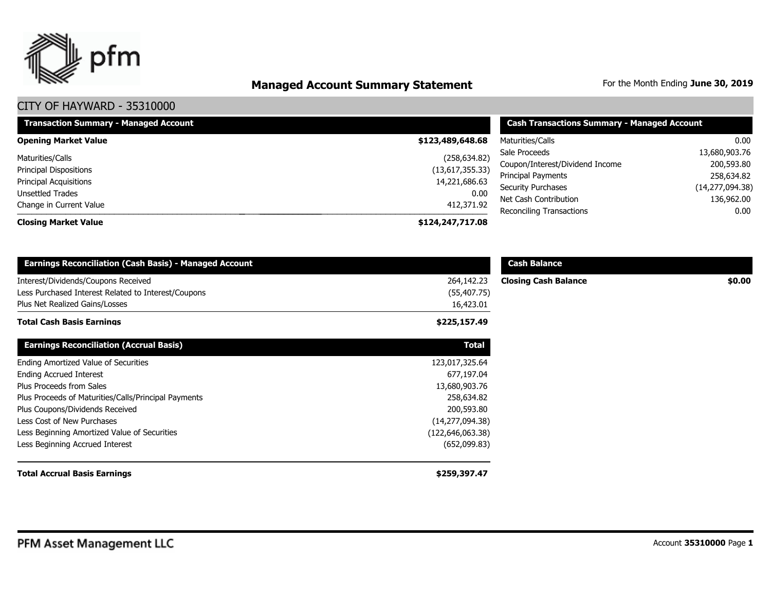# Managed Account Summary Statement

For the Month Ending **June 30, 2019**

## CITY OF HAYWARD - 35310000

| Transaction Summary - Managed Account | |
|---|---:|
| **Opening Market Value** | **$123,489,648.68** |
| Maturities/Calls | (258,634.82) |
| Principal Dispositions | (13,617,355.33) |
| Principal Acquisitions | 14,221,686.63 |
| Unsettled Trades | 0.00 |
| Change in Current Value | 412,371.92 |
| **Closing Market Value** | **$124,247,717.08** |

| Cash Transactions Summary - Managed Account | |
|---|---:|
| Maturities/Calls | 0.00 |
| Sale Proceeds | 13,680,903.76 |
| Coupon/Interest/Dividend Income | 200,593.80 |
| Principal Payments | 258,634.82 |
| Security Purchases | (14,277,094.38) |
| Net Cash Contribution | 136,962.00 |
| Reconciling Transactions | 0.00 |

| Earnings Reconciliation (Cash Basis) - Managed Account | |
|---|---:|
| Interest/Dividends/Coupons Received | 264,142.23 |
| Less Purchased Interest Related to Interest/Coupons | (55,407.75) |
| Plus Net Realized Gains/Losses | 16,423.01 |
| **Total Cash Basis Earnings** | **$225,157.49** |

| Cash Balance | |
|---|---:|
| **Closing Cash Balance** | **$0.00** |

| Earnings Reconciliation (Accrual Basis) | Total |
|---|---:|
| Ending Amortized Value of Securities | 123,017,325.64 |
| Ending Accrued Interest | 677,197.04 |
| Plus Proceeds from Sales | 13,680,903.76 |
| Plus Proceeds of Maturities/Calls/Principal Payments | 258,634.82 |
| Plus Coupons/Dividends Received | 200,593.80 |
| Less Cost of New Purchases | (14,277,094.38) |
| Less Beginning Amortized Value of Securities | (122,646,063.38) |
| Less Beginning Accrued Interest | (652,099.83) |
| **Total Accrual Basis Earnings** | **$259,397.47** |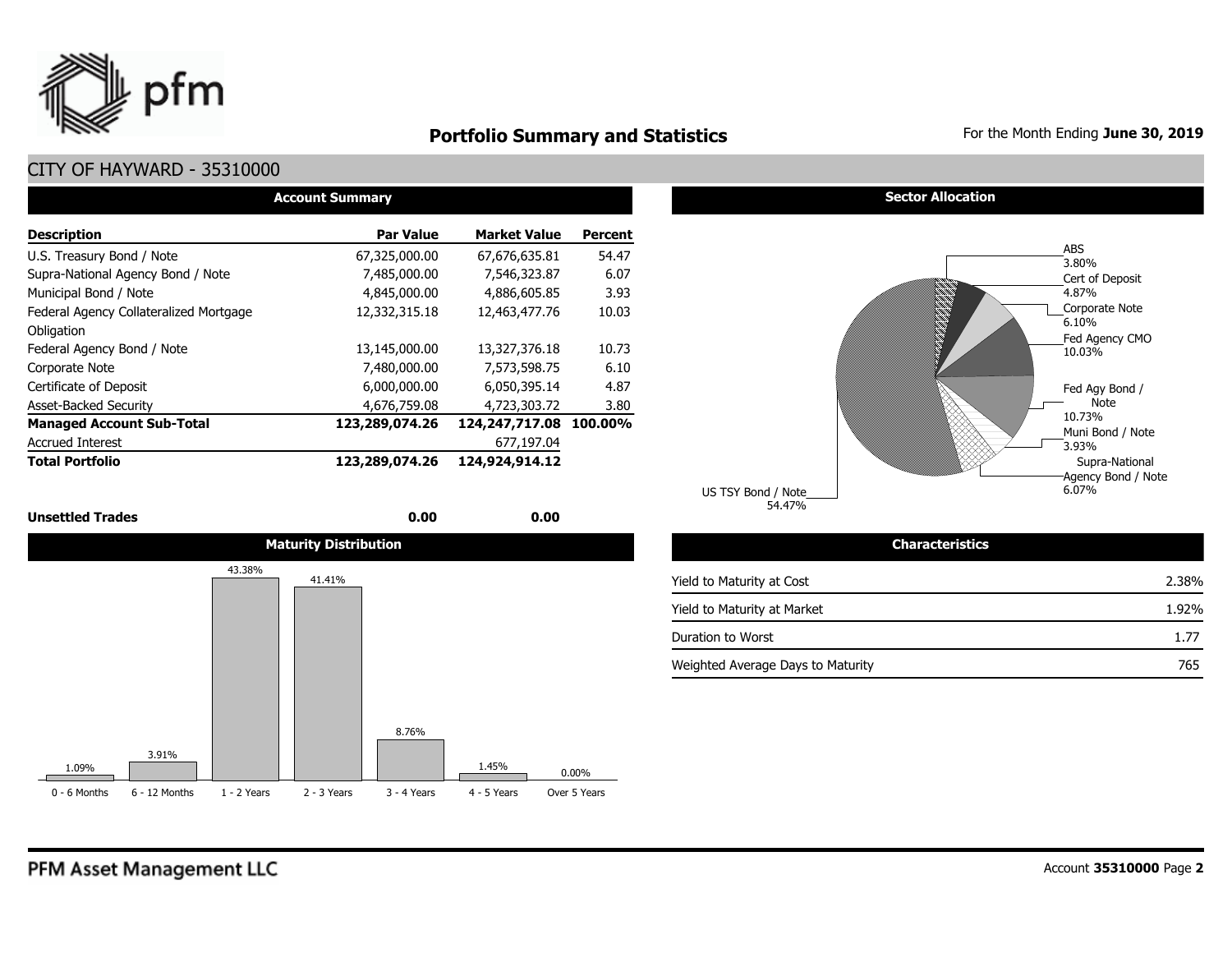# Portfolio Summary and Statistics

For the Month Ending **June 30, 2019**

## CITY OF HAYWARD - 35310000

### Account Summary

| Description | Par Value | Market Value | Percent |
|---|---|---|---|
| U.S. Treasury Bond / Note | 67,325,000.00 | 67,676,635.81 | 54.47 |
| Supra-National Agency Bond / Note | 7,485,000.00 | 7,546,323.87 | 6.07 |
| Municipal Bond / Note | 4,845,000.00 | 4,886,605.85 | 3.93 |
| Federal Agency Collateralized Mortgage Obligation | 12,332,315.18 | 12,463,477.76 | 10.03 |
| Federal Agency Bond / Note | 13,145,000.00 | 13,327,376.18 | 10.73 |
| Corporate Note | 7,480,000.00 | 7,573,598.75 | 6.10 |
| Certificate of Deposit | 6,000,000.00 | 6,050,395.14 | 4.87 |
| Asset-Backed Security | 4,676,759.08 | 4,723,303.72 | 3.80 |
| **Managed Account Sub-Total** | **123,289,074.26** | **124,247,717.08** | **100.00%** |
| Accrued Interest | | 677,197.04 | |
| **Total Portfolio** | **123,289,074.26** | **124,924,914.12** | |
| **Unsettled Trades** | **0.00** | **0.00** | |

### Sector Allocation

| Sector | Percent |
|---|---|
| US TSY Bond / Note | 54.47% |
| ABS | 3.80% |
| Cert of Deposit | 4.87% |
| Corporate Note | 6.10% |
| Fed Agency CMO | 10.03% |
| Fed Agy Bond / Note | 10.73% |
| Muni Bond / Note | 3.93% |
| Supra-National Agency Bond / Note | 6.07% |

### Maturity Distribution

| 0 - 6 Months | 6 - 12 Months | 1 - 2 Years | 2 - 3 Years | 3 - 4 Years | 4 - 5 Years | Over 5 Years |
|---|---|---|---|---|---|---|
| 1.09% | 3.91% | 43.38% | 41.41% | 8.76% | 1.45% | 0.00% |

### Characteristics

| | |
|---|---|
| Yield to Maturity at Cost | 2.38% |
| Yield to Maturity at Market | 1.92% |
| Duration to Worst | 1.77 |
| Weighted Average Days to Maturity | 765 |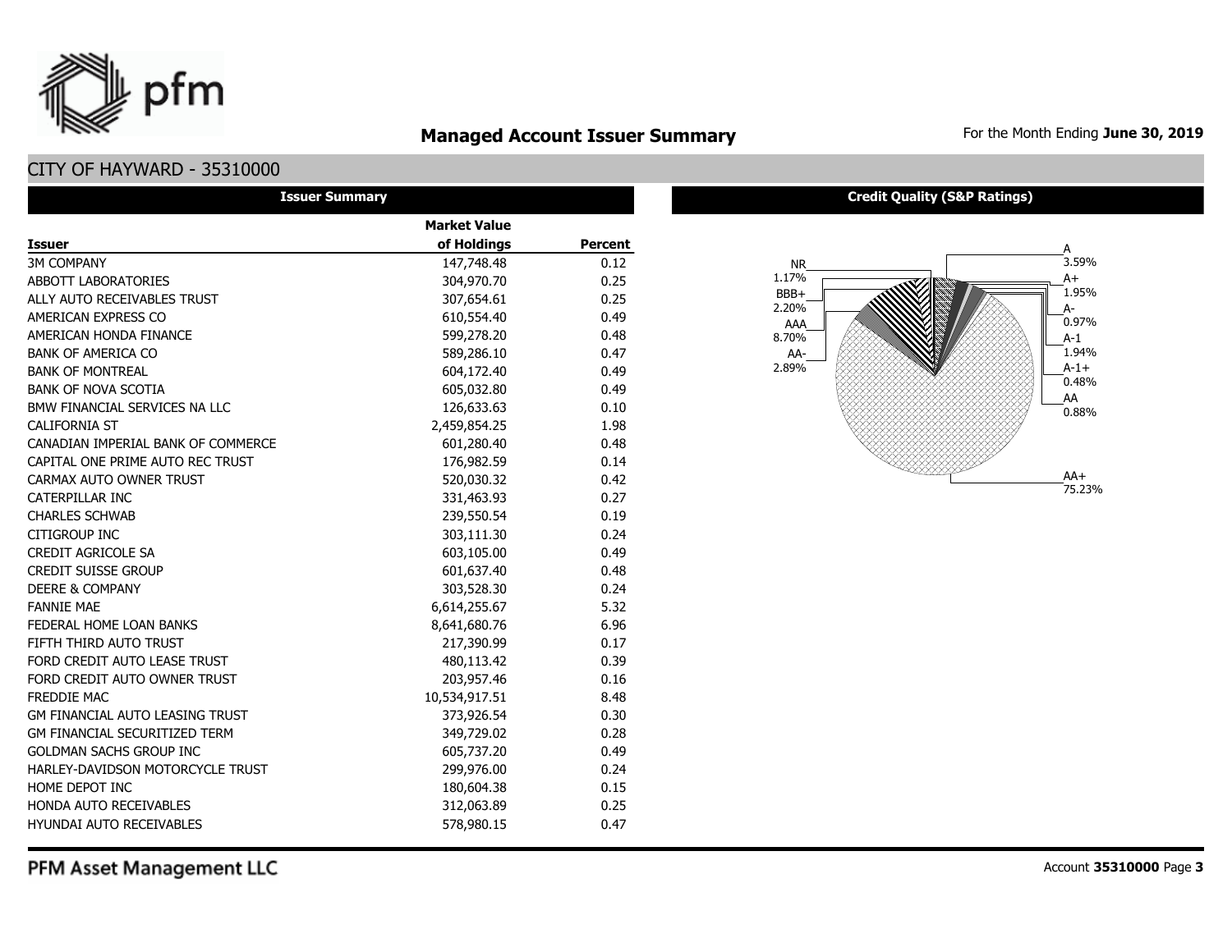# Managed Account Issuer Summary

For the Month Ending **June 30, 2019**

## CITY OF HAYWARD - 35310000

### Issuer Summary

| Issuer | Market Value of Holdings | Percent |
|---|---|---|
| 3M COMPANY | 147,748.48 | 0.12 |
| ABBOTT LABORATORIES | 304,970.70 | 0.25 |
| ALLY AUTO RECEIVABLES TRUST | 307,654.61 | 0.25 |
| AMERICAN EXPRESS CO | 610,554.40 | 0.49 |
| AMERICAN HONDA FINANCE | 599,278.20 | 0.48 |
| BANK OF AMERICA CO | 589,286.10 | 0.47 |
| BANK OF MONTREAL | 604,172.40 | 0.49 |
| BANK OF NOVA SCOTIA | 605,032.80 | 0.49 |
| BMW FINANCIAL SERVICES NA LLC | 126,633.63 | 0.10 |
| CALIFORNIA ST | 2,459,854.25 | 1.98 |
| CANADIAN IMPERIAL BANK OF COMMERCE | 601,280.40 | 0.48 |
| CAPITAL ONE PRIME AUTO REC TRUST | 176,982.59 | 0.14 |
| CARMAX AUTO OWNER TRUST | 520,030.32 | 0.42 |
| CATERPILLAR INC | 331,463.93 | 0.27 |
| CHARLES SCHWAB | 239,550.54 | 0.19 |
| CITIGROUP INC | 303,111.30 | 0.24 |
| CREDIT AGRICOLE SA | 603,105.00 | 0.49 |
| CREDIT SUISSE GROUP | 601,637.40 | 0.48 |
| DEERE & COMPANY | 303,528.30 | 0.24 |
| FANNIE MAE | 6,614,255.67 | 5.32 |
| FEDERAL HOME LOAN BANKS | 8,641,680.76 | 6.96 |
| FIFTH THIRD AUTO TRUST | 217,390.99 | 0.17 |
| FORD CREDIT AUTO LEASE TRUST | 480,113.42 | 0.39 |
| FORD CREDIT AUTO OWNER TRUST | 203,957.46 | 0.16 |
| FREDDIE MAC | 10,534,917.51 | 8.48 |
| GM FINANCIAL AUTO LEASING TRUST | 373,926.54 | 0.30 |
| GM FINANCIAL SECURITIZED TERM | 349,729.02 | 0.28 |
| GOLDMAN SACHS GROUP INC | 605,737.20 | 0.49 |
| HARLEY-DAVIDSON MOTORCYCLE TRUST | 299,976.00 | 0.24 |
| HOME DEPOT INC | 180,604.38 | 0.15 |
| HONDA AUTO RECEIVABLES | 312,063.89 | 0.25 |
| HYUNDAI AUTO RECEIVABLES | 578,980.15 | 0.47 |

### Credit Quality (S&P Ratings)

| Rating | Percent |
|---|---|
| A | 3.59% |
| A+ | 1.95% |
| A- | 0.97% |
| A-1 | 1.94% |
| A-1+ | 0.48% |
| AA | 0.88% |
| AA+ | 75.23% |
| AA- | 2.89% |
| AAA | 8.70% |
| BBB+ | 2.20% |
| NR | 1.17% |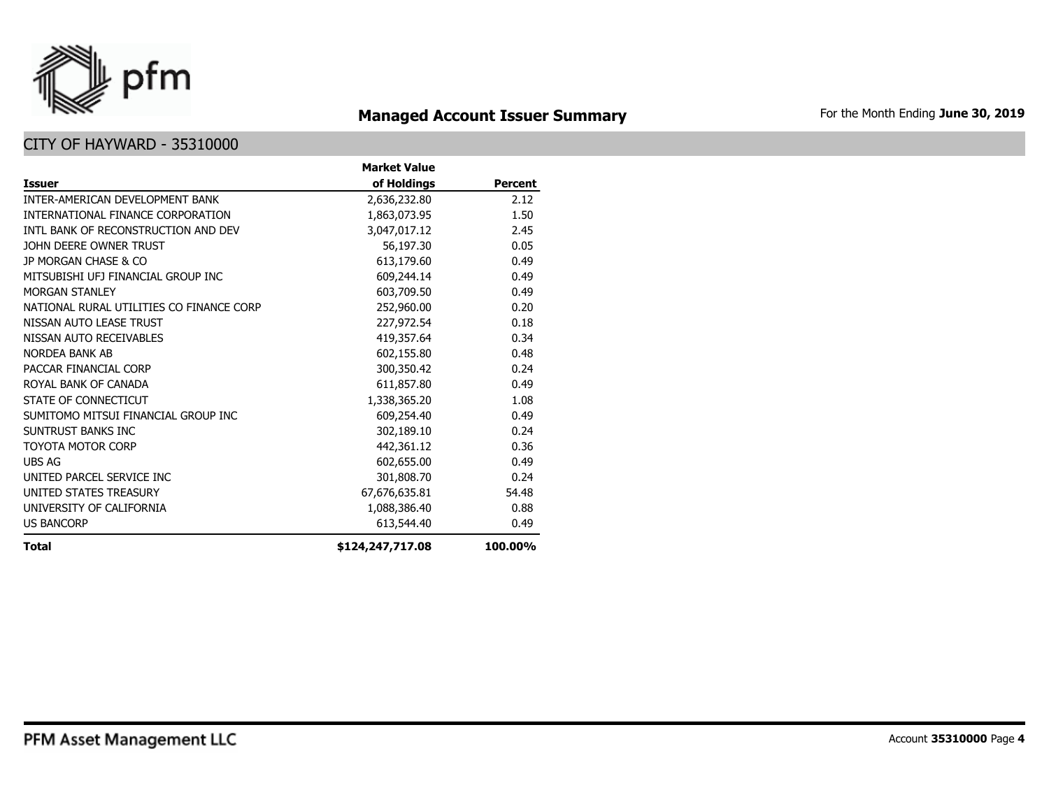# Managed Account Issuer Summary

For the Month Ending **June 30, 2019**

## CITY OF HAYWARD - 35310000

| Issuer | Market Value of Holdings | Percent |
|---|---|---|
| INTER-AMERICAN DEVELOPMENT BANK | 2,636,232.80 | 2.12 |
| INTERNATIONAL FINANCE CORPORATION | 1,863,073.95 | 1.50 |
| INTL BANK OF RECONSTRUCTION AND DEV | 3,047,017.12 | 2.45 |
| JOHN DEERE OWNER TRUST | 56,197.30 | 0.05 |
| JP MORGAN CHASE & CO | 613,179.60 | 0.49 |
| MITSUBISHI UFJ FINANCIAL GROUP INC | 609,244.14 | 0.49 |
| MORGAN STANLEY | 603,709.50 | 0.49 |
| NATIONAL RURAL UTILITIES CO FINANCE CORP | 252,960.00 | 0.20 |
| NISSAN AUTO LEASE TRUST | 227,972.54 | 0.18 |
| NISSAN AUTO RECEIVABLES | 419,357.64 | 0.34 |
| NORDEA BANK AB | 602,155.80 | 0.48 |
| PACCAR FINANCIAL CORP | 300,350.42 | 0.24 |
| ROYAL BANK OF CANADA | 611,857.80 | 0.49 |
| STATE OF CONNECTICUT | 1,338,365.20 | 1.08 |
| SUMITOMO MITSUI FINANCIAL GROUP INC | 609,254.40 | 0.49 |
| SUNTRUST BANKS INC | 302,189.10 | 0.24 |
| TOYOTA MOTOR CORP | 442,361.12 | 0.36 |
| UBS AG | 602,655.00 | 0.49 |
| UNITED PARCEL SERVICE INC | 301,808.70 | 0.24 |
| UNITED STATES TREASURY | 67,676,635.81 | 54.48 |
| UNIVERSITY OF CALIFORNIA | 1,088,386.40 | 0.88 |
| US BANCORP | 613,544.40 | 0.49 |
| **Total** | **$124,247,717.08** | **100.00%** |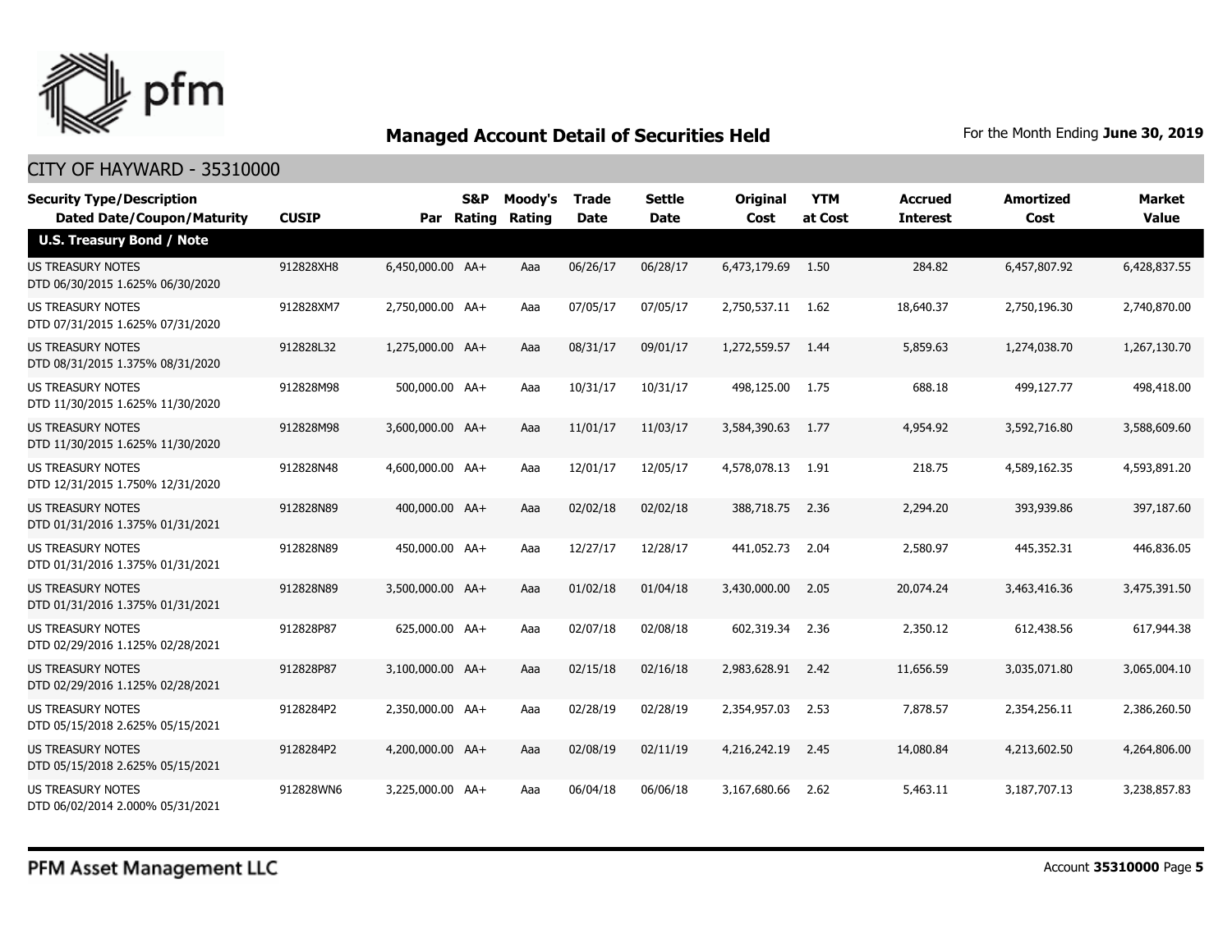## Managed Account Detail of Securities Held

For the Month Ending **June 30, 2019**

CITY OF HAYWARD - 35310000

| Security Type/Description Dated Date/Coupon/Maturity | CUSIP | Par | S&P Rating | Moody's Rating | Trade Date | Settle Date | Original Cost | YTM at Cost | Accrued Interest | Amortized Cost | Market Value |
|---|---|---|---|---|---|---|---|---|---|---|---|
| **U.S. Treasury Bond / Note** | | | | | | | | | | | |
| US TREASURY NOTES DTD 06/30/2015 1.625% 06/30/2020 | 912828XH8 | 6,450,000.00 | AA+ | Aaa | 06/26/17 | 06/28/17 | 6,473,179.69 | 1.50 | 284.82 | 6,457,807.92 | 6,428,837.55 |
| US TREASURY NOTES DTD 07/31/2015 1.625% 07/31/2020 | 912828XM7 | 2,750,000.00 | AA+ | Aaa | 07/05/17 | 07/05/17 | 2,750,537.11 | 1.62 | 18,640.37 | 2,750,196.30 | 2,740,870.00 |
| US TREASURY NOTES DTD 08/31/2015 1.375% 08/31/2020 | 912828L32 | 1,275,000.00 | AA+ | Aaa | 08/31/17 | 09/01/17 | 1,272,559.57 | 1.44 | 5,859.63 | 1,274,038.70 | 1,267,130.70 |
| US TREASURY NOTES DTD 11/30/2015 1.625% 11/30/2020 | 912828M98 | 500,000.00 | AA+ | Aaa | 10/31/17 | 10/31/17 | 498,125.00 | 1.75 | 688.18 | 499,127.77 | 498,418.00 |
| US TREASURY NOTES DTD 11/30/2015 1.625% 11/30/2020 | 912828M98 | 3,600,000.00 | AA+ | Aaa | 11/01/17 | 11/03/17 | 3,584,390.63 | 1.77 | 4,954.92 | 3,592,716.80 | 3,588,609.60 |
| US TREASURY NOTES DTD 12/31/2015 1.750% 12/31/2020 | 912828N48 | 4,600,000.00 | AA+ | Aaa | 12/01/17 | 12/05/17 | 4,578,078.13 | 1.91 | 218.75 | 4,589,162.35 | 4,593,891.20 |
| US TREASURY NOTES DTD 01/31/2016 1.375% 01/31/2021 | 912828N89 | 400,000.00 | AA+ | Aaa | 02/02/18 | 02/02/18 | 388,718.75 | 2.36 | 2,294.20 | 393,939.86 | 397,187.60 |
| US TREASURY NOTES DTD 01/31/2016 1.375% 01/31/2021 | 912828N89 | 450,000.00 | AA+ | Aaa | 12/27/17 | 12/28/17 | 441,052.73 | 2.04 | 2,580.97 | 445,352.31 | 446,836.05 |
| US TREASURY NOTES DTD 01/31/2016 1.375% 01/31/2021 | 912828N89 | 3,500,000.00 | AA+ | Aaa | 01/02/18 | 01/04/18 | 3,430,000.00 | 2.05 | 20,074.24 | 3,463,416.36 | 3,475,391.50 |
| US TREASURY NOTES DTD 02/29/2016 1.125% 02/28/2021 | 912828P87 | 625,000.00 | AA+ | Aaa | 02/07/18 | 02/08/18 | 602,319.34 | 2.36 | 2,350.12 | 612,438.56 | 617,944.38 |
| US TREASURY NOTES DTD 02/29/2016 1.125% 02/28/2021 | 912828P87 | 3,100,000.00 | AA+ | Aaa | 02/15/18 | 02/16/18 | 2,983,628.91 | 2.42 | 11,656.59 | 3,035,071.80 | 3,065,004.10 |
| US TREASURY NOTES DTD 05/15/2018 2.625% 05/15/2021 | 9128284P2 | 2,350,000.00 | AA+ | Aaa | 02/28/19 | 02/28/19 | 2,354,957.03 | 2.53 | 7,878.57 | 2,354,256.11 | 2,386,260.50 |
| US TREASURY NOTES DTD 05/15/2018 2.625% 05/15/2021 | 9128284P2 | 4,200,000.00 | AA+ | Aaa | 02/08/19 | 02/11/19 | 4,216,242.19 | 2.45 | 14,080.84 | 4,213,602.50 | 4,264,806.00 |
| US TREASURY NOTES DTD 06/02/2014 2.000% 05/31/2021 | 912828WN6 | 3,225,000.00 | AA+ | Aaa | 06/04/18 | 06/06/18 | 3,167,680.66 | 2.62 | 5,463.11 | 3,187,707.13 | 3,238,857.83 |

PFM Asset Management LLC

Account **35310000**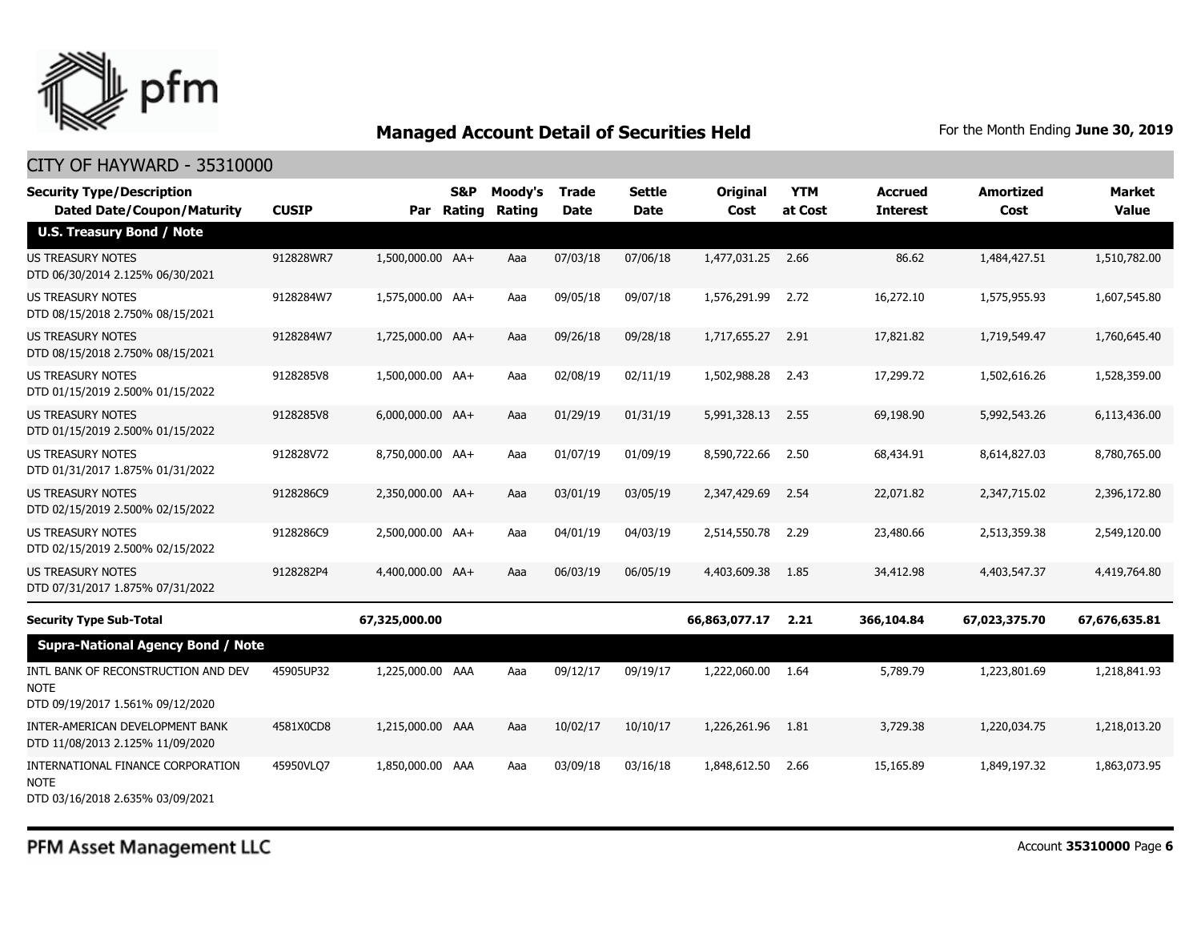## Managed Account Detail of Securities Held

For the Month Ending **June 30, 2019**

CITY OF HAYWARD - 35310000

| Security Type/Description<br>Dated Date/Coupon/Maturity | CUSIP | Par | S&P Rating | Moody's Rating | Trade Date | Settle Date | Original Cost | YTM at Cost | Accrued Interest | Amortized Cost | Market Value |
|---|---|---|---|---|---|---|---|---|---|---|---|
| **U.S. Treasury Bond / Note** | | | | | | | | | | | |
| US TREASURY NOTES<br>DTD 06/30/2014 2.125% 06/30/2021 | 912828WR7 | 1,500,000.00 | AA+ | Aaa | 07/03/18 | 07/06/18 | 1,477,031.25 | 2.66 | 86.62 | 1,484,427.51 | 1,510,782.00 |
| US TREASURY NOTES<br>DTD 08/15/2018 2.750% 08/15/2021 | 9128284W7 | 1,575,000.00 | AA+ | Aaa | 09/05/18 | 09/07/18 | 1,576,291.99 | 2.72 | 16,272.10 | 1,575,955.93 | 1,607,545.80 |
| US TREASURY NOTES<br>DTD 08/15/2018 2.750% 08/15/2021 | 9128284W7 | 1,725,000.00 | AA+ | Aaa | 09/26/18 | 09/28/18 | 1,717,655.27 | 2.91 | 17,821.82 | 1,719,549.47 | 1,760,645.40 |
| US TREASURY NOTES<br>DTD 01/15/2019 2.500% 01/15/2022 | 9128285V8 | 1,500,000.00 | AA+ | Aaa | 02/08/19 | 02/11/19 | 1,502,988.28 | 2.43 | 17,299.72 | 1,502,616.26 | 1,528,359.00 |
| US TREASURY NOTES<br>DTD 01/15/2019 2.500% 01/15/2022 | 9128285V8 | 6,000,000.00 | AA+ | Aaa | 01/29/19 | 01/31/19 | 5,991,328.13 | 2.55 | 69,198.90 | 5,992,543.26 | 6,113,436.00 |
| US TREASURY NOTES<br>DTD 01/31/2017 1.875% 01/31/2022 | 912828V72 | 8,750,000.00 | AA+ | Aaa | 01/07/19 | 01/09/19 | 8,590,722.66 | 2.50 | 68,434.91 | 8,614,827.03 | 8,780,765.00 |
| US TREASURY NOTES<br>DTD 02/15/2019 2.500% 02/15/2022 | 9128286C9 | 2,350,000.00 | AA+ | Aaa | 03/01/19 | 03/05/19 | 2,347,429.69 | 2.54 | 22,071.82 | 2,347,715.02 | 2,396,172.80 |
| US TREASURY NOTES<br>DTD 02/15/2019 2.500% 02/15/2022 | 9128286C9 | 2,500,000.00 | AA+ | Aaa | 04/01/19 | 04/03/19 | 2,514,550.78 | 2.29 | 23,480.66 | 2,513,359.38 | 2,549,120.00 |
| US TREASURY NOTES<br>DTD 07/31/2017 1.875% 07/31/2022 | 9128282P4 | 4,400,000.00 | AA+ | Aaa | 06/03/19 | 06/05/19 | 4,403,609.38 | 1.85 | 34,412.98 | 4,403,547.37 | 4,419,764.80 |
| **Security Type Sub-Total** | | **67,325,000.00** | | | | | **66,863,077.17** | **2.21** | **366,104.84** | **67,023,375.70** | **67,676,635.81** |
| **Supra-National Agency Bond / Note** | | | | | | | | | | | |
| INTL BANK OF RECONSTRUCTION AND DEV NOTE<br>DTD 09/19/2017 1.561% 09/12/2020 | 45905UP32 | 1,225,000.00 | AAA | Aaa | 09/12/17 | 09/19/17 | 1,222,060.00 | 1.64 | 5,789.79 | 1,223,801.69 | 1,218,841.93 |
| INTER-AMERICAN DEVELOPMENT BANK<br>DTD 11/08/2013 2.125% 11/09/2020 | 4581X0CD8 | 1,215,000.00 | AAA | Aaa | 10/02/17 | 10/10/17 | 1,226,261.96 | 1.81 | 3,729.38 | 1,220,034.75 | 1,218,013.20 |
| INTERNATIONAL FINANCE CORPORATION NOTE<br>DTD 03/16/2018 2.635% 03/09/2021 | 45950VLQ7 | 1,850,000.00 | AAA | Aaa | 03/09/18 | 03/16/18 | 1,848,612.50 | 2.66 | 15,165.89 | 1,849,197.32 | 1,863,073.95 |

PFM Asset Management LLC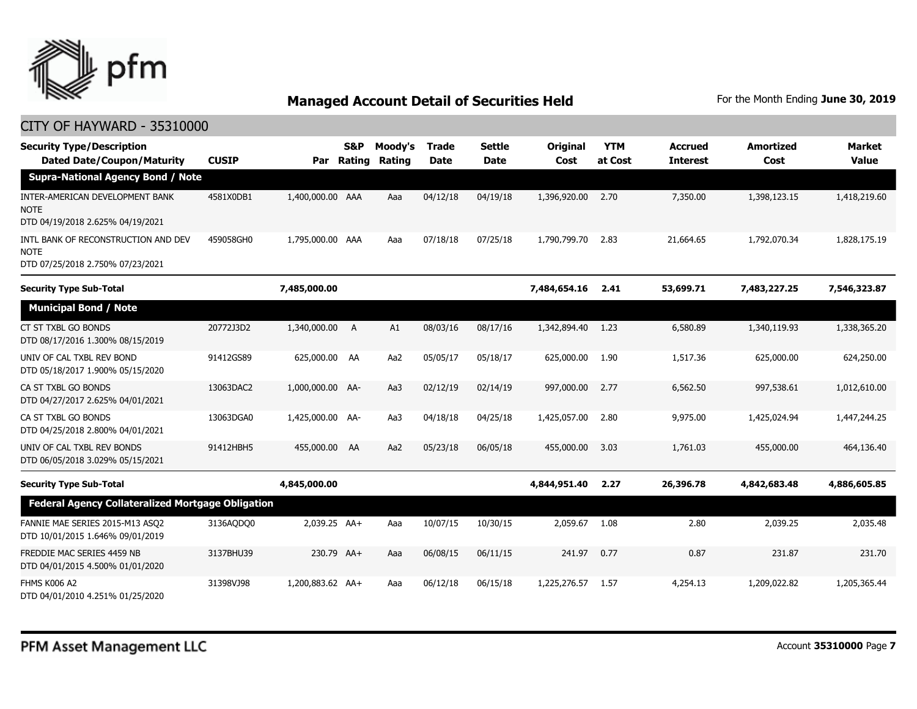## Managed Account Detail of Securities Held

For the Month Ending **June 30, 2019**

CITY OF HAYWARD - 35310000

| Security Type/Description<br>Dated Date/Coupon/Maturity | CUSIP | Par | S&P Rating | Moody's Rating | Trade Date | Settle Date | Original Cost | YTM at Cost | Accrued Interest | Amortized Cost | Market Value |
|---|---|---|---|---|---|---|---|---|---|---|---|
| **Supra-National Agency Bond / Note** | | | | | | | | | | | |
| INTER-AMERICAN DEVELOPMENT BANK NOTE<br>DTD 04/19/2018 2.625% 04/19/2021 | 4581X0DB1 | 1,400,000.00 | AAA | Aaa | 04/12/18 | 04/19/18 | 1,396,920.00 | 2.70 | 7,350.00 | 1,398,123.15 | 1,418,219.60 |
| INTL BANK OF RECONSTRUCTION AND DEV NOTE<br>DTD 07/25/2018 2.750% 07/23/2021 | 459058GH0 | 1,795,000.00 | AAA | Aaa | 07/18/18 | 07/25/18 | 1,790,799.70 | 2.83 | 21,664.65 | 1,792,070.34 | 1,828,175.19 |
| **Security Type Sub-Total** | | **7,485,000.00** | | | | | **7,484,654.16** | **2.41** | **53,699.71** | **7,483,227.25** | **7,546,323.87** |
| **Municipal Bond / Note** | | | | | | | | | | | |
| CT ST TXBL GO BONDS<br>DTD 08/17/2016 1.300% 08/15/2019 | 20772J3D2 | 1,340,000.00 | A | A1 | 08/03/16 | 08/17/16 | 1,342,894.40 | 1.23 | 6,580.89 | 1,340,119.93 | 1,338,365.20 |
| UNIV OF CAL TXBL REV BOND<br>DTD 05/18/2017 1.900% 05/15/2020 | 91412GS89 | 625,000.00 | AA | Aa2 | 05/05/17 | 05/18/17 | 625,000.00 | 1.90 | 1,517.36 | 625,000.00 | 624,250.00 |
| CA ST TXBL GO BONDS<br>DTD 04/27/2017 2.625% 04/01/2021 | 13063DAC2 | 1,000,000.00 | AA- | Aa3 | 02/12/19 | 02/14/19 | 997,000.00 | 2.77 | 6,562.50 | 997,538.61 | 1,012,610.00 |
| CA ST TXBL GO BONDS<br>DTD 04/25/2018 2.800% 04/01/2021 | 13063DGA0 | 1,425,000.00 | AA- | Aa3 | 04/18/18 | 04/25/18 | 1,425,057.00 | 2.80 | 9,975.00 | 1,425,024.94 | 1,447,244.25 |
| UNIV OF CAL TXBL REV BONDS<br>DTD 06/05/2018 3.029% 05/15/2021 | 91412HBH5 | 455,000.00 | AA | Aa2 | 05/23/18 | 06/05/18 | 455,000.00 | 3.03 | 1,761.03 | 455,000.00 | 464,136.40 |
| **Security Type Sub-Total** | | **4,845,000.00** | | | | | **4,844,951.40** | **2.27** | **26,396.78** | **4,842,683.48** | **4,886,605.85** |
| **Federal Agency Collateralized Mortgage Obligation** | | | | | | | | | | | |
| FANNIE MAE SERIES 2015-M13 ASQ2<br>DTD 10/01/2015 1.646% 09/01/2019 | 3136AQDQ0 | 2,039.25 | AA+ | Aaa | 10/07/15 | 10/30/15 | 2,059.67 | 1.08 | 2.80 | 2,039.25 | 2,035.48 |
| FREDDIE MAC SERIES 4459 NB<br>DTD 04/01/2015 4.500% 01/01/2020 | 3137BHU39 | 230.79 | AA+ | Aaa | 06/08/15 | 06/11/15 | 241.97 | 0.77 | 0.87 | 231.87 | 231.70 |
| FHMS K006 A2<br>DTD 04/01/2010 4.251% 01/25/2020 | 31398VJ98 | 1,200,883.62 | AA+ | Aaa | 06/12/18 | 06/15/18 | 1,225,276.57 | 1.57 | 4,254.13 | 1,209,022.82 | 1,205,365.44 |

PFM Asset Management LLC

Account **35310000**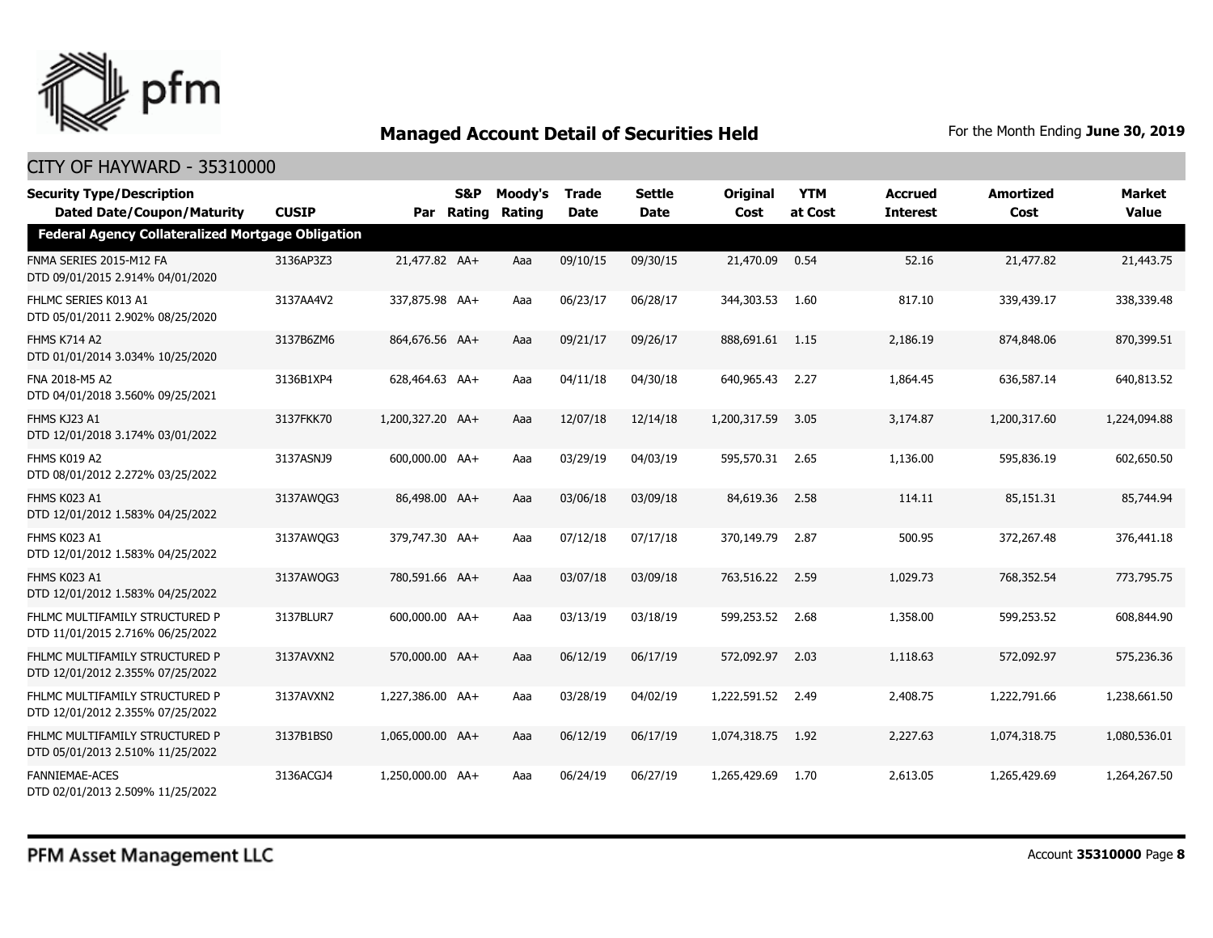# Managed Account Detail of Securities Held

For the Month Ending **June 30, 2019**

## CITY OF HAYWARD - 35310000

| Security Type/Description Dated Date/Coupon/Maturity | CUSIP | Par | S&P Rating | Moody's Rating | Trade Date | Settle Date | Original Cost | YTM at Cost | Accrued Interest | Amortized Cost | Market Value |
|---|---|---|---|---|---|---|---|---|---|---|---|
| **Federal Agency Collateralized Mortgage Obligation** | | | | | | | | | | | |
| FNMA SERIES 2015-M12 FA DTD 09/01/2015 2.914% 04/01/2020 | 3136AP3Z3 | 21,477.82 | AA+ | Aaa | 09/10/15 | 09/30/15 | 21,470.09 | 0.54 | 52.16 | 21,477.82 | 21,443.75 |
| FHLMC SERIES K013 A1 DTD 05/01/2011 2.902% 08/25/2020 | 3137AA4V2 | 337,875.98 | AA+ | Aaa | 06/23/17 | 06/28/17 | 344,303.53 | 1.60 | 817.10 | 339,439.17 | 338,339.48 |
| FHMS K714 A2 DTD 01/01/2014 3.034% 10/25/2020 | 3137B6ZM6 | 864,676.56 | AA+ | Aaa | 09/21/17 | 09/26/17 | 888,691.61 | 1.15 | 2,186.19 | 874,848.06 | 870,399.51 |
| FNA 2018-M5 A2 DTD 04/01/2018 3.560% 09/25/2021 | 3136B1XP4 | 628,464.63 | AA+ | Aaa | 04/11/18 | 04/30/18 | 640,965.43 | 2.27 | 1,864.45 | 636,587.14 | 640,813.52 |
| FHMS KJ23 A1 DTD 12/01/2018 3.174% 03/01/2022 | 3137FKK70 | 1,200,327.20 | AA+ | Aaa | 12/07/18 | 12/14/18 | 1,200,317.59 | 3.05 | 3,174.87 | 1,200,317.60 | 1,224,094.88 |
| FHMS K019 A2 DTD 08/01/2012 2.272% 03/25/2022 | 3137ASNJ9 | 600,000.00 | AA+ | Aaa | 03/29/19 | 04/03/19 | 595,570.31 | 2.65 | 1,136.00 | 595,836.19 | 602,650.50 |
| FHMS K023 A1 DTD 12/01/2012 1.583% 04/25/2022 | 3137AWQG3 | 86,498.00 | AA+ | Aaa | 03/06/18 | 03/09/18 | 84,619.36 | 2.58 | 114.11 | 85,151.31 | 85,744.94 |
| FHMS K023 A1 DTD 12/01/2012 1.583% 04/25/2022 | 3137AWQG3 | 379,747.30 | AA+ | Aaa | 07/12/18 | 07/17/18 | 370,149.79 | 2.87 | 500.95 | 372,267.48 | 376,441.18 |
| FHMS K023 A1 DTD 12/01/2012 1.583% 04/25/2022 | 3137AWQG3 | 780,591.66 | AA+ | Aaa | 03/07/18 | 03/09/18 | 763,516.22 | 2.59 | 1,029.73 | 768,352.54 | 773,795.75 |
| FHLMC MULTIFAMILY STRUCTURED P DTD 11/01/2015 2.716% 06/25/2022 | 3137BLUR7 | 600,000.00 | AA+ | Aaa | 03/13/19 | 03/18/19 | 599,253.52 | 2.68 | 1,358.00 | 599,253.52 | 608,844.90 |
| FHLMC MULTIFAMILY STRUCTURED P DTD 12/01/2012 2.355% 07/25/2022 | 3137AVXN2 | 570,000.00 | AA+ | Aaa | 06/12/19 | 06/17/19 | 572,092.97 | 2.03 | 1,118.63 | 572,092.97 | 575,236.36 |
| FHLMC MULTIFAMILY STRUCTURED P DTD 12/01/2012 2.355% 07/25/2022 | 3137AVXN2 | 1,227,386.00 | AA+ | Aaa | 03/28/19 | 04/02/19 | 1,222,591.52 | 2.49 | 2,408.75 | 1,222,791.66 | 1,238,661.50 |
| FHLMC MULTIFAMILY STRUCTURED P DTD 05/01/2013 2.510% 11/25/2022 | 3137B1BS0 | 1,065,000.00 | AA+ | Aaa | 06/12/19 | 06/17/19 | 1,074,318.75 | 1.92 | 2,227.63 | 1,074,318.75 | 1,080,536.01 |
| FANNIEMAE-ACES DTD 02/01/2013 2.509% 11/25/2022 | 3136ACGJ4 | 1,250,000.00 | AA+ | Aaa | 06/24/19 | 06/27/19 | 1,265,429.69 | 1.70 | 2,613.05 | 1,265,429.69 | 1,264,267.50 |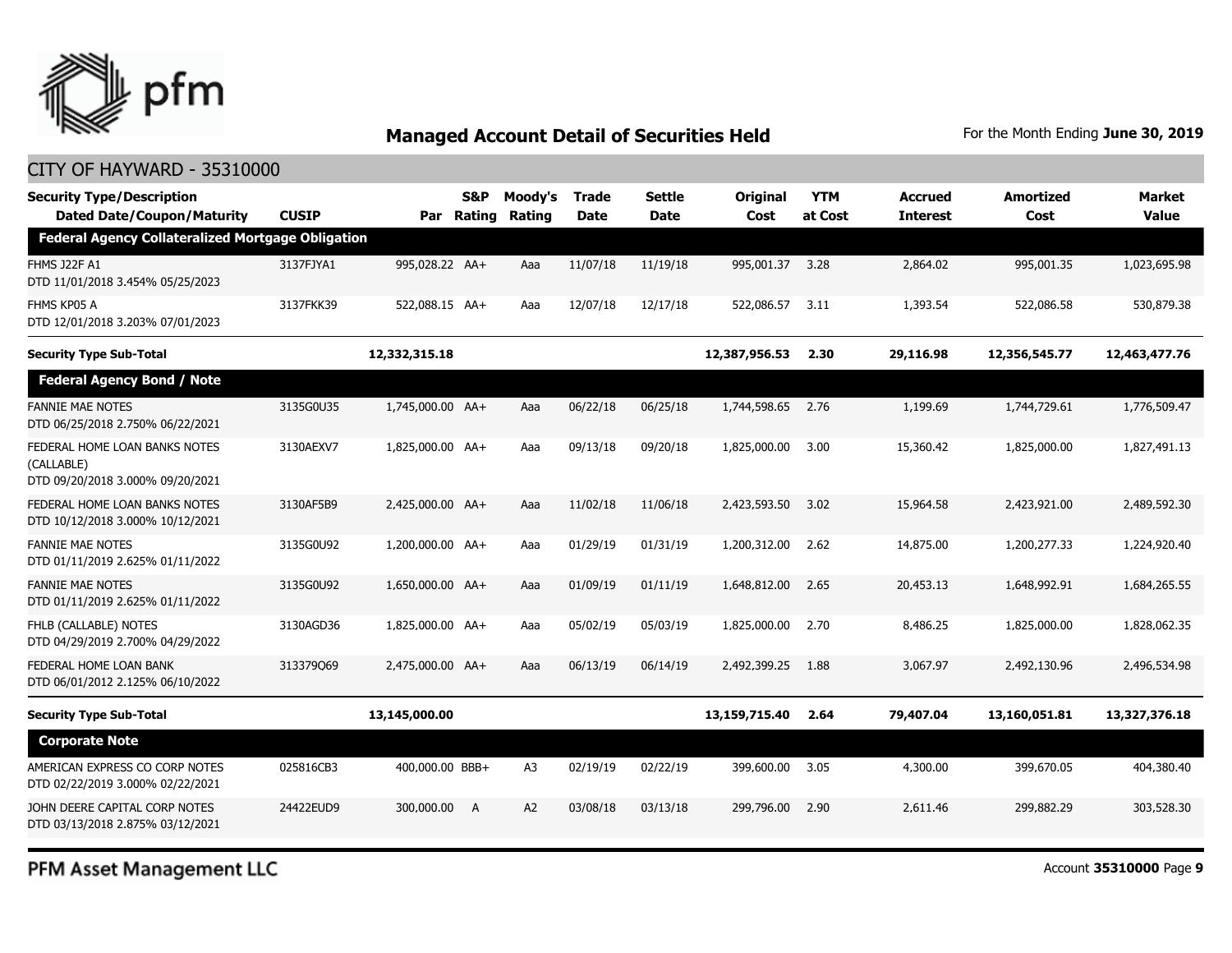# Managed Account Detail of Securities Held

For the Month Ending **June 30, 2019**

CITY OF HAYWARD - 35310000

| Security Type/Description Dated Date/Coupon/Maturity | CUSIP | Par | S&P Rating | Moody's Rating | Trade Date | Settle Date | Original Cost | YTM at Cost | Accrued Interest | Amortized Cost | Market Value |
|---|---|---|---|---|---|---|---|---|---|---|---|
| **Federal Agency Collateralized Mortgage Obligation** | | | | | | | | | | | |
| FHMS J22F A1 DTD 11/01/2018 3.454% 05/25/2023 | 3137FJYA1 | 995,028.22 | AA+ | Aaa | 11/07/18 | 11/19/18 | 995,001.37 | 3.28 | 2,864.02 | 995,001.35 | 1,023,695.98 |
| FHMS KP05 A DTD 12/01/2018 3.203% 07/01/2023 | 3137FKK39 | 522,088.15 | AA+ | Aaa | 12/07/18 | 12/17/18 | 522,086.57 | 3.11 | 1,393.54 | 522,086.58 | 530,879.38 |
| **Security Type Sub-Total** | | **12,332,315.18** | | | | | **12,387,956.53** | **2.30** | **29,116.98** | **12,356,545.77** | **12,463,477.76** |
| **Federal Agency Bond / Note** | | | | | | | | | | | |
| FANNIE MAE NOTES DTD 06/25/2018 2.750% 06/22/2021 | 3135G0U35 | 1,745,000.00 | AA+ | Aaa | 06/22/18 | 06/25/18 | 1,744,598.65 | 2.76 | 1,199.69 | 1,744,729.61 | 1,776,509.47 |
| FEDERAL HOME LOAN BANKS NOTES (CALLABLE) DTD 09/20/2018 3.000% 09/20/2021 | 3130AEXV7 | 1,825,000.00 | AA+ | Aaa | 09/13/18 | 09/20/18 | 1,825,000.00 | 3.00 | 15,360.42 | 1,825,000.00 | 1,827,491.13 |
| FEDERAL HOME LOAN BANKS NOTES DTD 10/12/2018 3.000% 10/12/2021 | 3130AF5B9 | 2,425,000.00 | AA+ | Aaa | 11/02/18 | 11/06/18 | 2,423,593.50 | 3.02 | 15,964.58 | 2,423,921.00 | 2,489,592.30 |
| FANNIE MAE NOTES DTD 01/11/2019 2.625% 01/11/2022 | 3135G0U92 | 1,200,000.00 | AA+ | Aaa | 01/29/19 | 01/31/19 | 1,200,312.00 | 2.62 | 14,875.00 | 1,200,277.33 | 1,224,920.40 |
| FANNIE MAE NOTES DTD 01/11/2019 2.625% 01/11/2022 | 3135G0U92 | 1,650,000.00 | AA+ | Aaa | 01/09/19 | 01/11/19 | 1,648,812.00 | 2.65 | 20,453.13 | 1,648,992.91 | 1,684,265.55 |
| FHLB (CALLABLE) NOTES DTD 04/29/2019 2.700% 04/29/2022 | 3130AGD36 | 1,825,000.00 | AA+ | Aaa | 05/02/19 | 05/03/19 | 1,825,000.00 | 2.70 | 8,486.25 | 1,825,000.00 | 1,828,062.35 |
| FEDERAL HOME LOAN BANK DTD 06/01/2012 2.125% 06/10/2022 | 313379Q69 | 2,475,000.00 | AA+ | Aaa | 06/13/19 | 06/14/19 | 2,492,399.25 | 1.88 | 3,067.97 | 2,492,130.96 | 2,496,534.98 |
| **Security Type Sub-Total** | | **13,145,000.00** | | | | | **13,159,715.40** | **2.64** | **79,407.04** | **13,160,051.81** | **13,327,376.18** |
| **Corporate Note** | | | | | | | | | | | |
| AMERICAN EXPRESS CO CORP NOTES DTD 02/22/2019 3.000% 02/22/2021 | 025816CB3 | 400,000.00 | BBB+ | A3 | 02/19/19 | 02/22/19 | 399,600.00 | 3.05 | 4,300.00 | 399,670.05 | 404,380.40 |
| JOHN DEERE CAPITAL CORP NOTES DTD 03/13/2018 2.875% 03/12/2021 | 24422EUD9 | 300,000.00 | A | A2 | 03/08/18 | 03/13/18 | 299,796.00 | 2.90 | 2,611.46 | 299,882.29 | 303,528.30 |

PFM Asset Management LLC

Account **35310000**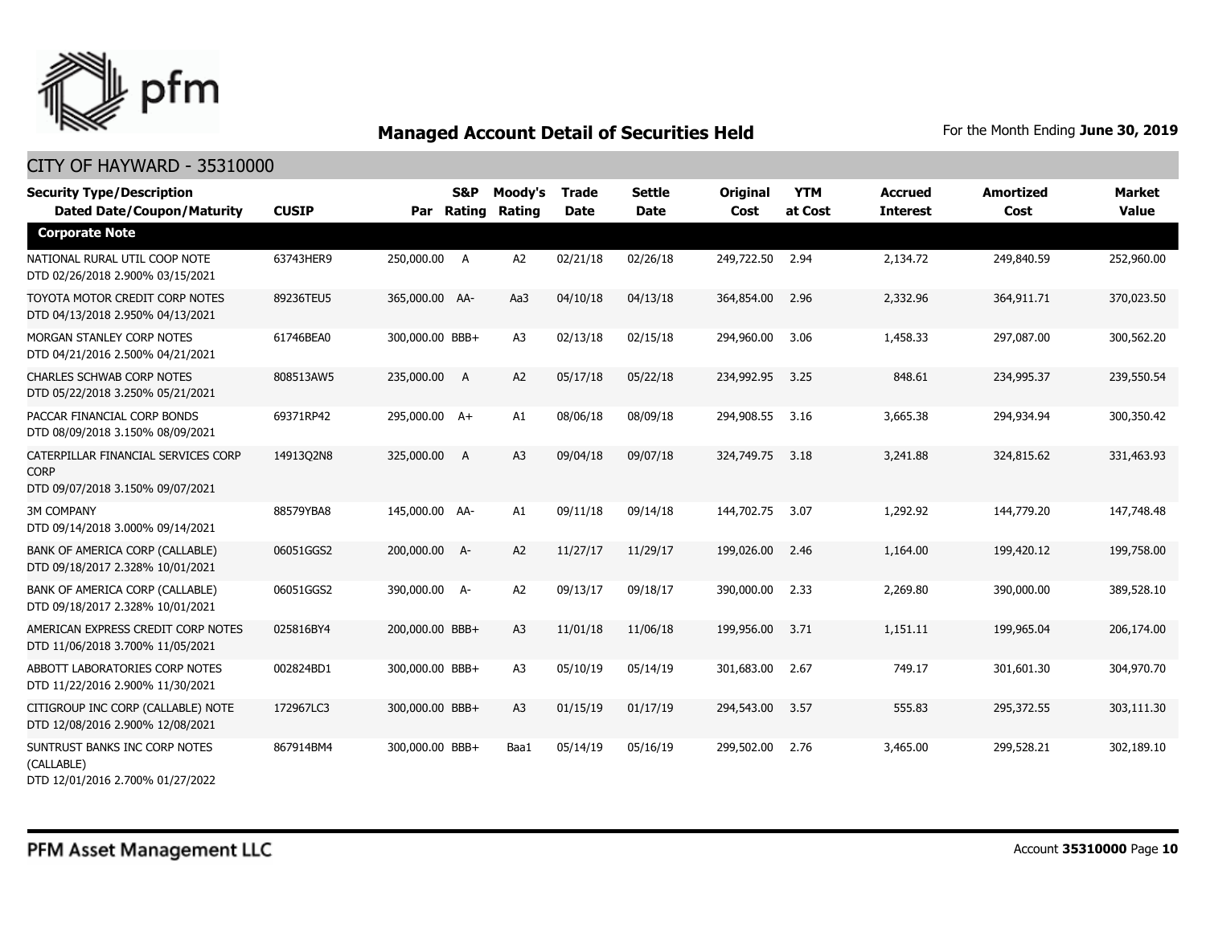## Managed Account Detail of Securities Held

For the Month Ending **June 30, 2019**

CITY OF HAYWARD - 35310000

| Security Type/Description Dated Date/Coupon/Maturity | CUSIP | Par | S&P Rating | Moody's Rating | Trade Date | Settle Date | Original Cost | YTM at Cost | Accrued Interest | Amortized Cost | Market Value |
|---|---|---|---|---|---|---|---|---|---|---|---|
| **Corporate Note** | | | | | | | | | | | |
| NATIONAL RURAL UTIL COOP NOTE DTD 02/26/2018 2.900% 03/15/2021 | 63743HER9 | 250,000.00 | A | A2 | 02/21/18 | 02/26/18 | 249,722.50 | 2.94 | 2,134.72 | 249,840.59 | 252,960.00 |
| TOYOTA MOTOR CREDIT CORP NOTES DTD 04/13/2018 2.950% 04/13/2021 | 89236TEU5 | 365,000.00 | AA- | Aa3 | 04/10/18 | 04/13/18 | 364,854.00 | 2.96 | 2,332.96 | 364,911.71 | 370,023.50 |
| MORGAN STANLEY CORP NOTES DTD 04/21/2016 2.500% 04/21/2021 | 61746BEA0 | 300,000.00 | BBB+ | A3 | 02/13/18 | 02/15/18 | 294,960.00 | 3.06 | 1,458.33 | 297,087.00 | 300,562.20 |
| CHARLES SCHWAB CORP NOTES DTD 05/22/2018 3.250% 05/21/2021 | 808513AW5 | 235,000.00 | A | A2 | 05/17/18 | 05/22/18 | 234,992.95 | 3.25 | 848.61 | 234,995.37 | 239,550.54 |
| PACCAR FINANCIAL CORP BONDS DTD 08/09/2018 3.150% 08/09/2021 | 69371RP42 | 295,000.00 | A+ | A1 | 08/06/18 | 08/09/18 | 294,908.55 | 3.16 | 3,665.38 | 294,934.94 | 300,350.42 |
| CATERPILLAR FINANCIAL SERVICES CORP CORP DTD 09/07/2018 3.150% 09/07/2021 | 14913Q2N8 | 325,000.00 | A | A3 | 09/04/18 | 09/07/18 | 324,749.75 | 3.18 | 3,241.88 | 324,815.62 | 331,463.93 |
| 3M COMPANY DTD 09/14/2018 3.000% 09/14/2021 | 88579YBA8 | 145,000.00 | AA- | A1 | 09/11/18 | 09/14/18 | 144,702.75 | 3.07 | 1,292.92 | 144,779.20 | 147,748.48 |
| BANK OF AMERICA CORP (CALLABLE) DTD 09/18/2017 2.328% 10/01/2021 | 06051GGS2 | 200,000.00 | A- | A2 | 11/27/17 | 11/29/17 | 199,026.00 | 2.46 | 1,164.00 | 199,420.12 | 199,758.00 |
| BANK OF AMERICA CORP (CALLABLE) DTD 09/18/2017 2.328% 10/01/2021 | 06051GGS2 | 390,000.00 | A- | A2 | 09/13/17 | 09/18/17 | 390,000.00 | 2.33 | 2,269.80 | 390,000.00 | 389,528.10 |
| AMERICAN EXPRESS CREDIT CORP NOTES DTD 11/06/2018 3.700% 11/05/2021 | 025816BY4 | 200,000.00 | BBB+ | A3 | 11/01/18 | 11/06/18 | 199,956.00 | 3.71 | 1,151.11 | 199,965.04 | 206,174.00 |
| ABBOTT LABORATORIES CORP NOTES DTD 11/22/2016 2.900% 11/30/2021 | 002824BD1 | 300,000.00 | BBB+ | A3 | 05/10/19 | 05/14/19 | 301,683.00 | 2.67 | 749.17 | 301,601.30 | 304,970.70 |
| CITIGROUP INC CORP (CALLABLE) NOTE DTD 12/08/2016 2.900% 12/08/2021 | 172967LC3 | 300,000.00 | BBB+ | A3 | 01/15/19 | 01/17/19 | 294,543.00 | 3.57 | 555.83 | 295,372.55 | 303,111.30 |
| SUNTRUST BANKS INC CORP NOTES (CALLABLE) DTD 12/01/2016 2.700% 01/27/2022 | 867914BM4 | 300,000.00 | BBB+ | Baa1 | 05/14/19 | 05/16/19 | 299,502.00 | 2.76 | 3,465.00 | 299,528.21 | 302,189.10 |

PFM Asset Management LLC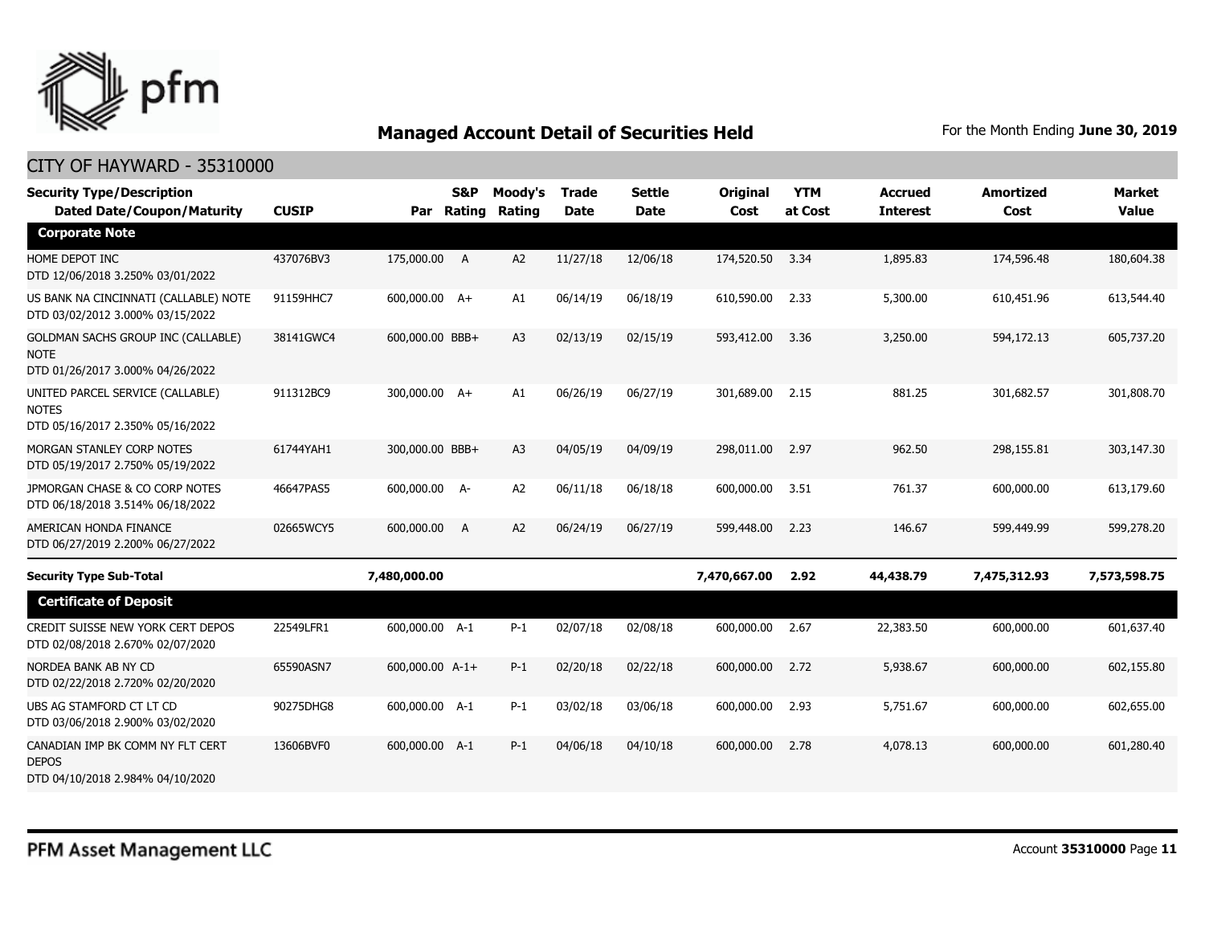## Managed Account Detail of Securities Held

For the Month Ending **June 30, 2019**

CITY OF HAYWARD - 35310000

| Security Type/Description Dated Date/Coupon/Maturity | CUSIP | Par | S&P Rating | Moody's Rating | Trade Date | Settle Date | Original Cost | YTM at Cost | Accrued Interest | Amortized Cost | Market Value |
|---|---|---|---|---|---|---|---|---|---|---|---|
| **Corporate Note** | | | | | | | | | | | |
| HOME DEPOT INC DTD 12/06/2018 3.250% 03/01/2022 | 437076BV3 | 175,000.00 | A | A2 | 11/27/18 | 12/06/18 | 174,520.50 | 3.34 | 1,895.83 | 174,596.48 | 180,604.38 |
| US BANK NA CINCINNATI (CALLABLE) NOTE DTD 03/02/2012 3.000% 03/15/2022 | 91159HHC7 | 600,000.00 | A+ | A1 | 06/14/19 | 06/18/19 | 610,590.00 | 2.33 | 5,300.00 | 610,451.96 | 613,544.40 |
| GOLDMAN SACHS GROUP INC (CALLABLE) NOTE DTD 01/26/2017 3.000% 04/26/2022 | 38141GWC4 | 600,000.00 | BBB+ | A3 | 02/13/19 | 02/15/19 | 593,412.00 | 3.36 | 3,250.00 | 594,172.13 | 605,737.20 |
| UNITED PARCEL SERVICE (CALLABLE) NOTES DTD 05/16/2017 2.350% 05/16/2022 | 911312BC9 | 300,000.00 | A+ | A1 | 06/26/19 | 06/27/19 | 301,689.00 | 2.15 | 881.25 | 301,682.57 | 301,808.70 |
| MORGAN STANLEY CORP NOTES DTD 05/19/2017 2.750% 05/19/2022 | 61744YAH1 | 300,000.00 | BBB+ | A3 | 04/05/19 | 04/09/19 | 298,011.00 | 2.97 | 962.50 | 298,155.81 | 303,147.30 |
| JPMORGAN CHASE & CO CORP NOTES DTD 06/18/2018 3.514% 06/18/2022 | 46647PAS5 | 600,000.00 | A- | A2 | 06/11/18 | 06/18/18 | 600,000.00 | 3.51 | 761.37 | 600,000.00 | 613,179.60 |
| AMERICAN HONDA FINANCE DTD 06/27/2019 2.200% 06/27/2022 | 02665WCY5 | 600,000.00 | A | A2 | 06/24/19 | 06/27/19 | 599,448.00 | 2.23 | 146.67 | 599,449.99 | 599,278.20 |
| **Security Type Sub-Total** | | **7,480,000.00** | | | | | **7,470,667.00** | **2.92** | **44,438.79** | **7,475,312.93** | **7,573,598.75** |
| **Certificate of Deposit** | | | | | | | | | | | |
| CREDIT SUISSE NEW YORK CERT DEPOS DTD 02/08/2018 2.670% 02/07/2020 | 22549LFR1 | 600,000.00 | A-1 | P-1 | 02/07/18 | 02/08/18 | 600,000.00 | 2.67 | 22,383.50 | 600,000.00 | 601,637.40 |
| NORDEA BANK AB NY CD DTD 02/22/2018 2.720% 02/20/2020 | 65590ASN7 | 600,000.00 | A-1+ | P-1 | 02/20/18 | 02/22/18 | 600,000.00 | 2.72 | 5,938.67 | 600,000.00 | 602,155.80 |
| UBS AG STAMFORD CT LT CD DTD 03/06/2018 2.900% 03/02/2020 | 90275DHG8 | 600,000.00 | A-1 | P-1 | 03/02/18 | 03/06/18 | 600,000.00 | 2.93 | 5,751.67 | 600,000.00 | 602,655.00 |
| CANADIAN IMP BK COMM NY FLT CERT DEPOS DTD 04/10/2018 2.984% 04/10/2020 | 13606BVF0 | 600,000.00 | A-1 | P-1 | 04/06/18 | 04/10/18 | 600,000.00 | 2.78 | 4,078.13 | 600,000.00 | 601,280.40 |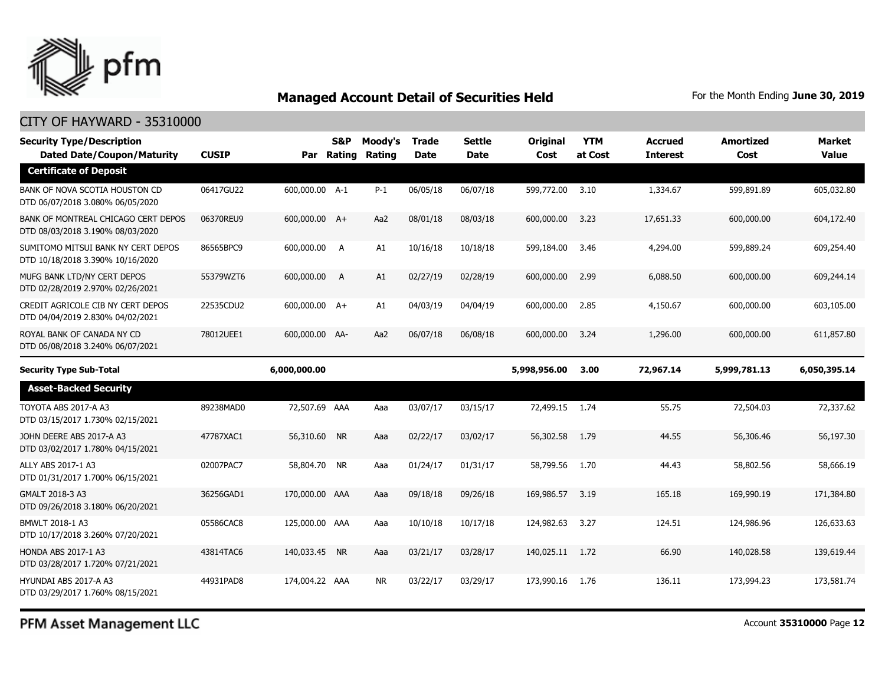# Managed Account Detail of Securities Held

For the Month Ending **June 30, 2019**

## CITY OF HAYWARD - 35310000

| Security Type/Description<br>Dated Date/Coupon/Maturity | CUSIP | Par | S&P Rating | Moody's Rating | Trade Date | Settle Date | Original Cost | YTM at Cost | Accrued Interest | Amortized Cost | Market Value |
|---|---|---|---|---|---|---|---|---|---|---|---|
| **Certificate of Deposit** | | | | | | | | | | | |
| BANK OF NOVA SCOTIA HOUSTON CD<br>DTD 06/07/2018 3.080% 06/05/2020 | 06417GU22 | 600,000.00 | A-1 | P-1 | 06/05/18 | 06/07/18 | 599,772.00 | 3.10 | 1,334.67 | 599,891.89 | 605,032.80 |
| BANK OF MONTREAL CHICAGO CERT DEPOS<br>DTD 08/03/2018 3.190% 08/03/2020 | 06370REU9 | 600,000.00 | A+ | Aa2 | 08/01/18 | 08/03/18 | 600,000.00 | 3.23 | 17,651.33 | 600,000.00 | 604,172.40 |
| SUMITOMO MITSUI BANK NY CERT DEPOS<br>DTD 10/18/2018 3.390% 10/16/2020 | 86565BPC9 | 600,000.00 | A | A1 | 10/16/18 | 10/18/18 | 599,184.00 | 3.46 | 4,294.00 | 599,889.24 | 609,254.40 |
| MUFG BANK LTD/NY CERT DEPOS<br>DTD 02/28/2019 2.970% 02/26/2021 | 55379WZT6 | 600,000.00 | A | A1 | 02/27/19 | 02/28/19 | 600,000.00 | 2.99 | 6,088.50 | 600,000.00 | 609,244.14 |
| CREDIT AGRICOLE CIB NY CERT DEPOS<br>DTD 04/04/2019 2.830% 04/02/2021 | 22535CDU2 | 600,000.00 | A+ | A1 | 04/03/19 | 04/04/19 | 600,000.00 | 2.85 | 4,150.67 | 600,000.00 | 603,105.00 |
| ROYAL BANK OF CANADA NY CD<br>DTD 06/08/2018 3.240% 06/07/2021 | 78012UEE1 | 600,000.00 | AA- | Aa2 | 06/07/18 | 06/08/18 | 600,000.00 | 3.24 | 1,296.00 | 600,000.00 | 611,857.80 |
| **Security Type Sub-Total** | | **6,000,000.00** | | | | | **5,998,956.00** | **3.00** | **72,967.14** | **5,999,781.13** | **6,050,395.14** |
| **Asset-Backed Security** | | | | | | | | | | | |
| TOYOTA ABS 2017-A A3<br>DTD 03/15/2017 1.730% 02/15/2021 | 89238MAD0 | 72,507.69 | AAA | Aaa | 03/07/17 | 03/15/17 | 72,499.15 | 1.74 | 55.75 | 72,504.03 | 72,337.62 |
| JOHN DEERE ABS 2017-A A3<br>DTD 03/02/2017 1.780% 04/15/2021 | 47787XAC1 | 56,310.60 | NR | Aaa | 02/22/17 | 03/02/17 | 56,302.58 | 1.79 | 44.55 | 56,306.46 | 56,197.30 |
| ALLY ABS 2017-1 A3<br>DTD 01/31/2017 1.700% 06/15/2021 | 02007PAC7 | 58,804.70 | NR | Aaa | 01/24/17 | 01/31/17 | 58,799.56 | 1.70 | 44.43 | 58,802.56 | 58,666.19 |
| GMALT 2018-3 A3<br>DTD 09/26/2018 3.180% 06/20/2021 | 36256GAD1 | 170,000.00 | AAA | Aaa | 09/18/18 | 09/26/18 | 169,986.57 | 3.19 | 165.18 | 169,990.19 | 171,384.80 |
| BMWLT 2018-1 A3<br>DTD 10/17/2018 3.260% 07/20/2021 | 05586CAC8 | 125,000.00 | AAA | Aaa | 10/10/18 | 10/17/18 | 124,982.63 | 3.27 | 124.51 | 124,986.96 | 126,633.63 |
| HONDA ABS 2017-1 A3<br>DTD 03/28/2017 1.720% 07/21/2021 | 43814TAC6 | 140,033.45 | NR | Aaa | 03/21/17 | 03/28/17 | 140,025.11 | 1.72 | 66.90 | 140,028.58 | 139,619.44 |
| HYUNDAI ABS 2017-A A3<br>DTD 03/29/2017 1.760% 08/15/2021 | 44931PAD8 | 174,004.22 | AAA | NR | 03/22/17 | 03/29/17 | 173,990.16 | 1.76 | 136.11 | 173,994.23 | 173,581.74 |

PFM Asset Management LLC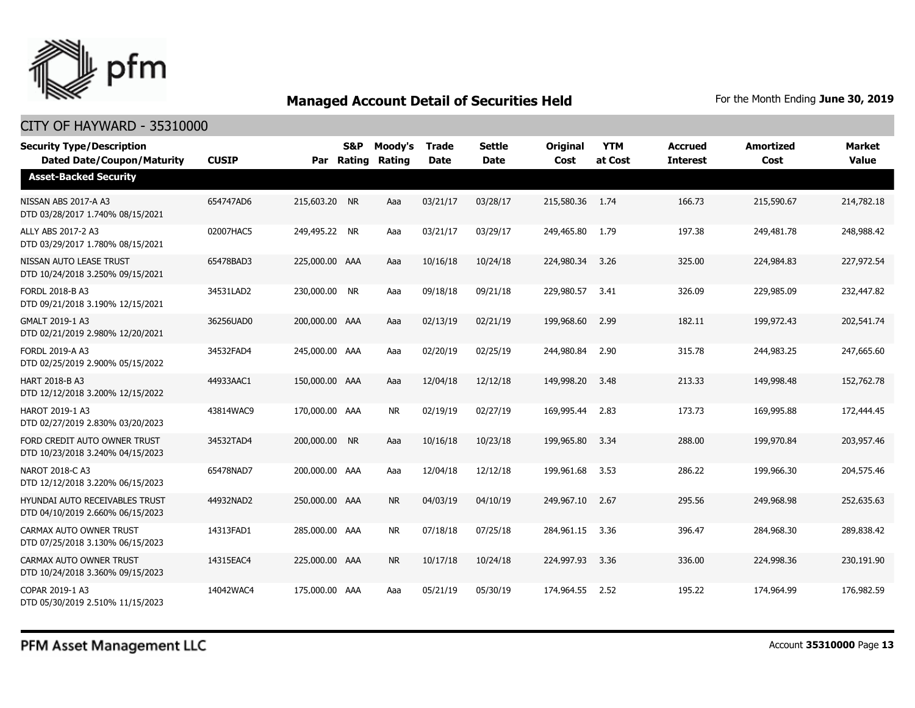## Managed Account Detail of Securities Held

For the Month Ending **June 30, 2019**

CITY OF HAYWARD - 35310000

| Security Type/Description Dated Date/Coupon/Maturity | CUSIP | Par | S&P Rating | Moody's Rating | Trade Date | Settle Date | Original Cost | YTM at Cost | Accrued Interest | Amortized Cost | Market Value |
|---|---|---|---|---|---|---|---|---|---|---|---|
| **Asset-Backed Security** | | | | | | | | | | | |
| NISSAN ABS 2017-A A3 DTD 03/28/2017 1.740% 08/15/2021 | 654747AD6 | 215,603.20 | NR | Aaa | 03/21/17 | 03/28/17 | 215,580.36 | 1.74 | 166.73 | 215,590.67 | 214,782.18 |
| ALLY ABS 2017-2 A3 DTD 03/29/2017 1.780% 08/15/2021 | 02007HAC5 | 249,495.22 | NR | Aaa | 03/21/17 | 03/29/17 | 249,465.80 | 1.79 | 197.38 | 249,481.78 | 248,988.42 |
| NISSAN AUTO LEASE TRUST DTD 10/24/2018 3.250% 09/15/2021 | 65478BAD3 | 225,000.00 | AAA | Aaa | 10/16/18 | 10/24/18 | 224,980.34 | 3.26 | 325.00 | 224,984.83 | 227,972.54 |
| FORDL 2018-B A3 DTD 09/21/2018 3.190% 12/15/2021 | 34531LAD2 | 230,000.00 | NR | Aaa | 09/18/18 | 09/21/18 | 229,980.57 | 3.41 | 326.09 | 229,985.09 | 232,447.82 |
| GMALT 2019-1 A3 DTD 02/21/2019 2.980% 12/20/2021 | 36256UAD0 | 200,000.00 | AAA | Aaa | 02/13/19 | 02/21/19 | 199,968.60 | 2.99 | 182.11 | 199,972.43 | 202,541.74 |
| FORDL 2019-A A3 DTD 02/25/2019 2.900% 05/15/2022 | 34532FAD4 | 245,000.00 | AAA | Aaa | 02/20/19 | 02/25/19 | 244,980.84 | 2.90 | 315.78 | 244,983.25 | 247,665.60 |
| HART 2018-B A3 DTD 12/12/2018 3.200% 12/15/2022 | 44933AAC1 | 150,000.00 | AAA | Aaa | 12/04/18 | 12/12/18 | 149,998.20 | 3.48 | 213.33 | 149,998.48 | 152,762.78 |
| HAROT 2019-1 A3 DTD 02/27/2019 2.830% 03/20/2023 | 43814WAC9 | 170,000.00 | AAA | NR | 02/19/19 | 02/27/19 | 169,995.44 | 2.83 | 173.73 | 169,995.88 | 172,444.45 |
| FORD CREDIT AUTO OWNER TRUST DTD 10/23/2018 3.240% 04/15/2023 | 34532TAD4 | 200,000.00 | NR | Aaa | 10/16/18 | 10/23/18 | 199,965.80 | 3.34 | 288.00 | 199,970.84 | 203,957.46 |
| NAROT 2018-C A3 DTD 12/12/2018 3.220% 06/15/2023 | 65478NAD7 | 200,000.00 | AAA | Aaa | 12/04/18 | 12/12/18 | 199,961.68 | 3.53 | 286.22 | 199,966.30 | 204,575.46 |
| HYUNDAI AUTO RECEIVABLES TRUST DTD 04/10/2019 2.660% 06/15/2023 | 44932NAD2 | 250,000.00 | AAA | NR | 04/03/19 | 04/10/19 | 249,967.10 | 2.67 | 295.56 | 249,968.98 | 252,635.63 |
| CARMAX AUTO OWNER TRUST DTD 07/25/2018 3.130% 06/15/2023 | 14313FAD1 | 285,000.00 | AAA | NR | 07/18/18 | 07/25/18 | 284,961.15 | 3.36 | 396.47 | 284,968.30 | 289,838.42 |
| CARMAX AUTO OWNER TRUST DTD 10/24/2018 3.360% 09/15/2023 | 14315EAC4 | 225,000.00 | AAA | NR | 10/17/18 | 10/24/18 | 224,997.93 | 3.36 | 336.00 | 224,998.36 | 230,191.90 |
| COPAR 2019-1 A3 DTD 05/30/2019 2.510% 11/15/2023 | 14042WAC4 | 175,000.00 | AAA | Aaa | 05/21/19 | 05/30/19 | 174,964.55 | 2.52 | 195.22 | 174,964.99 | 176,982.59 |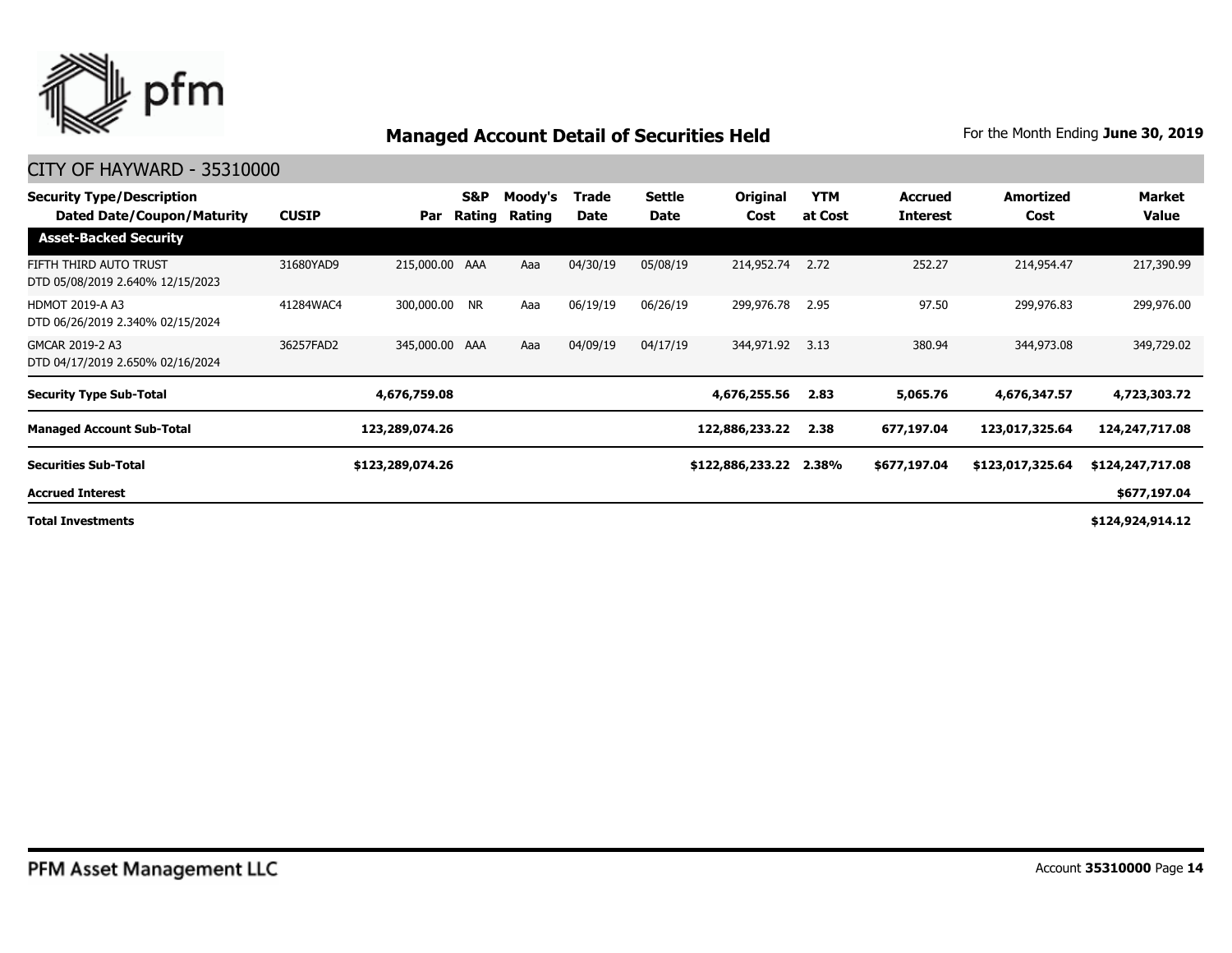## Managed Account Detail of Securities Held

For the Month Ending **June 30, 2019**

CITY OF HAYWARD - 35310000

| Security Type/Description Dated Date/Coupon/Maturity | CUSIP | Par | S&P Rating | Moody's Rating | Trade Date | Settle Date | Original Cost | YTM at Cost | Accrued Interest | Amortized Cost | Market Value |
|---|---|---|---|---|---|---|---|---|---|---|---|
| **Asset-Backed Security** | | | | | | | | | | | |
| FIFTH THIRD AUTO TRUST DTD 05/08/2019 2.640% 12/15/2023 | 31680YAD9 | 215,000.00 | AAA | Aaa | 04/30/19 | 05/08/19 | 214,952.74 | 2.72 | 252.27 | 214,954.47 | 217,390.99 |
| HDMOT 2019-A A3 DTD 06/26/2019 2.340% 02/15/2024 | 41284WAC4 | 300,000.00 | NR | Aaa | 06/19/19 | 06/26/19 | 299,976.78 | 2.95 | 97.50 | 299,976.83 | 299,976.00 |
| GMCAR 2019-2 A3 DTD 04/17/2019 2.650% 02/16/2024 | 36257FAD2 | 345,000.00 | AAA | Aaa | 04/09/19 | 04/17/19 | 344,971.92 | 3.13 | 380.94 | 344,973.08 | 349,729.02 |
| **Security Type Sub-Total** | | **4,676,759.08** | | | | | **4,676,255.56** | **2.83** | **5,065.76** | **4,676,347.57** | **4,723,303.72** |
| **Managed Account Sub-Total** | | **123,289,074.26** | | | | | **122,886,233.22** | **2.38** | **677,197.04** | **123,017,325.64** | **124,247,717.08** |
| **Securities Sub-Total** | | **$123,289,074.26** | | | | | **$122,886,233.22** | **2.38%** | **$677,197.04** | **$123,017,325.64** | **$124,247,717.08** |
| **Accrued Interest** | | | | | | | | | | | **$677,197.04** |
| **Total Investments** | | | | | | | | | | | **$124,924,914.12** |

PFM Asset Management LLC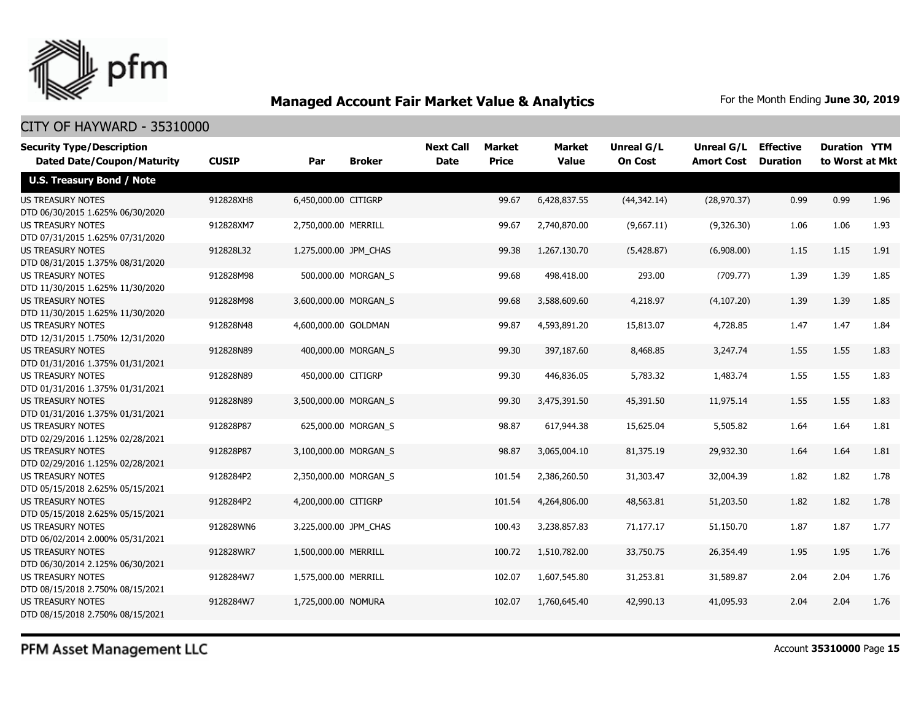## Managed Account Fair Market Value & Analytics

For the Month Ending **June 30, 2019**

CITY OF HAYWARD - 35310000

| Security Type/Description Dated Date/Coupon/Maturity | CUSIP | Par | Broker | Next Call Date | Market Price | Market Value | Unreal G/L On Cost | Unreal G/L Amort Cost | Effective Duration | Duration to Worst | YTM at Mkt |
|---|---|---|---|---|---|---|---|---|---|---|---|
| **U.S. Treasury Bond / Note** | | | | | | | | | | | |
| US TREASURY NOTES DTD 06/30/2015 1.625% 06/30/2020 | 912828XH8 | 6,450,000.00 | CITIGRP | | 99.67 | 6,428,837.55 | (44,342.14) | (28,970.37) | 0.99 | 0.99 | 1.96 |
| US TREASURY NOTES DTD 07/31/2015 1.625% 07/31/2020 | 912828XM7 | 2,750,000.00 | MERRILL | | 99.67 | 2,740,870.00 | (9,667.11) | (9,326.30) | 1.06 | 1.06 | 1.93 |
| US TREASURY NOTES DTD 08/31/2015 1.375% 08/31/2020 | 912828L32 | 1,275,000.00 | JPM_CHAS | | 99.38 | 1,267,130.70 | (5,428.87) | (6,908.00) | 1.15 | 1.15 | 1.91 |
| US TREASURY NOTES DTD 11/30/2015 1.625% 11/30/2020 | 912828M98 | 500,000.00 | MORGAN_S | | 99.68 | 498,418.00 | 293.00 | (709.77) | 1.39 | 1.39 | 1.85 |
| US TREASURY NOTES DTD 11/30/2015 1.625% 11/30/2020 | 912828M98 | 3,600,000.00 | MORGAN_S | | 99.68 | 3,588,609.60 | 4,218.97 | (4,107.20) | 1.39 | 1.39 | 1.85 |
| US TREASURY NOTES DTD 12/31/2015 1.750% 12/31/2020 | 912828N48 | 4,600,000.00 | GOLDMAN | | 99.87 | 4,593,891.20 | 15,813.07 | 4,728.85 | 1.47 | 1.47 | 1.84 |
| US TREASURY NOTES DTD 01/31/2016 1.375% 01/31/2021 | 912828N89 | 400,000.00 | MORGAN_S | | 99.30 | 397,187.60 | 8,468.85 | 3,247.74 | 1.55 | 1.55 | 1.83 |
| US TREASURY NOTES DTD 01/31/2016 1.375% 01/31/2021 | 912828N89 | 450,000.00 | CITIGRP | | 99.30 | 446,836.05 | 5,783.32 | 1,483.74 | 1.55 | 1.55 | 1.83 |
| US TREASURY NOTES DTD 01/31/2016 1.375% 01/31/2021 | 912828N89 | 3,500,000.00 | MORGAN_S | | 99.30 | 3,475,391.50 | 45,391.50 | 11,975.14 | 1.55 | 1.55 | 1.83 |
| US TREASURY NOTES DTD 02/29/2016 1.125% 02/28/2021 | 912828P87 | 625,000.00 | MORGAN_S | | 98.87 | 617,944.38 | 15,625.04 | 5,505.82 | 1.64 | 1.64 | 1.81 |
| US TREASURY NOTES DTD 02/29/2016 1.125% 02/28/2021 | 912828P87 | 3,100,000.00 | MORGAN_S | | 98.87 | 3,065,004.10 | 81,375.19 | 29,932.30 | 1.64 | 1.64 | 1.81 |
| US TREASURY NOTES DTD 05/15/2018 2.625% 05/15/2021 | 9128284P2 | 2,350,000.00 | MORGAN_S | | 101.54 | 2,386,260.50 | 31,303.47 | 32,004.39 | 1.82 | 1.82 | 1.78 |
| US TREASURY NOTES DTD 05/15/2018 2.625% 05/15/2021 | 9128284P2 | 4,200,000.00 | CITIGRP | | 101.54 | 4,264,806.00 | 48,563.81 | 51,203.50 | 1.82 | 1.82 | 1.78 |
| US TREASURY NOTES DTD 06/02/2014 2.000% 05/31/2021 | 912828WN6 | 3,225,000.00 | JPM_CHAS | | 100.43 | 3,238,857.83 | 71,177.17 | 51,150.70 | 1.87 | 1.87 | 1.77 |
| US TREASURY NOTES DTD 06/30/2014 2.125% 06/30/2021 | 912828WR7 | 1,500,000.00 | MERRILL | | 100.72 | 1,510,782.00 | 33,750.75 | 26,354.49 | 1.95 | 1.95 | 1.76 |
| US TREASURY NOTES DTD 08/15/2018 2.750% 08/15/2021 | 9128284W7 | 1,575,000.00 | MERRILL | | 102.07 | 1,607,545.80 | 31,253.81 | 31,589.87 | 2.04 | 2.04 | 1.76 |
| US TREASURY NOTES DTD 08/15/2018 2.750% 08/15/2021 | 9128284W7 | 1,725,000.00 | NOMURA | | 102.07 | 1,760,645.40 | 42,990.13 | 41,095.93 | 2.04 | 2.04 | 1.76 |

PFM Asset Management LLC

Account **35310000** Page **15**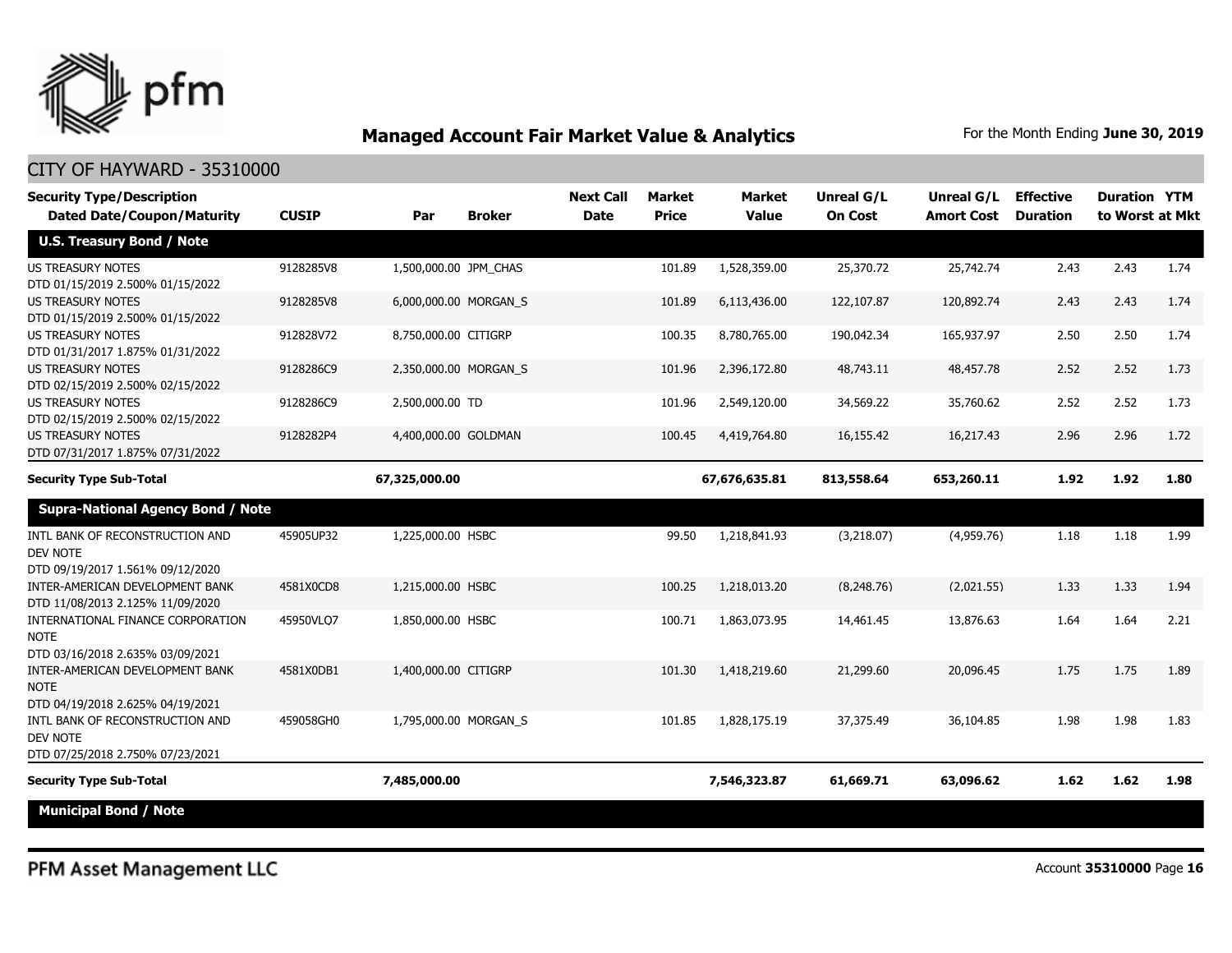## Managed Account Fair Market Value & Analytics

For the Month Ending **June 30, 2019**

CITY OF HAYWARD - 35310000

| Security Type/Description Dated Date/Coupon/Maturity | CUSIP | Par | Broker | Next Call Date | Market Price | Market Value | Unreal G/L On Cost | Unreal G/L Amort Cost | Effective Duration | Duration to Worst | YTM at Mkt |
|---|---|---|---|---|---|---|---|---|---|---|---|
| **U.S. Treasury Bond / Note** | | | | | | | | | | | |
| US TREASURY NOTES DTD 01/15/2019 2.500% 01/15/2022 | 9128285V8 | 1,500,000.00 | JPM_CHAS | | 101.89 | 1,528,359.00 | 25,370.72 | 25,742.74 | 2.43 | 2.43 | 1.74 |
| US TREASURY NOTES DTD 01/15/2019 2.500% 01/15/2022 | 9128285V8 | 6,000,000.00 | MORGAN_S | | 101.89 | 6,113,436.00 | 122,107.87 | 120,892.74 | 2.43 | 2.43 | 1.74 |
| US TREASURY NOTES DTD 01/31/2017 1.875% 01/31/2022 | 912828V72 | 8,750,000.00 | CITIGRP | | 100.35 | 8,780,765.00 | 190,042.34 | 165,937.97 | 2.50 | 2.50 | 1.74 |
| US TREASURY NOTES DTD 02/15/2019 2.500% 02/15/2022 | 9128286C9 | 2,350,000.00 | MORGAN_S | | 101.96 | 2,396,172.80 | 48,743.11 | 48,457.78 | 2.52 | 2.52 | 1.73 |
| US TREASURY NOTES DTD 02/15/2019 2.500% 02/15/2022 | 9128286C9 | 2,500,000.00 | TD | | 101.96 | 2,549,120.00 | 34,569.22 | 35,760.62 | 2.52 | 2.52 | 1.73 |
| US TREASURY NOTES DTD 07/31/2017 1.875% 07/31/2022 | 9128282P4 | 4,400,000.00 | GOLDMAN | | 100.45 | 4,419,764.80 | 16,155.42 | 16,217.43 | 2.96 | 2.96 | 1.72 |
| **Security Type Sub-Total** | | **67,325,000.00** | | | | **67,676,635.81** | **813,558.64** | **653,260.11** | **1.92** | **1.92** | **1.80** |
| **Supra-National Agency Bond / Note** | | | | | | | | | | | |
| INTL BANK OF RECONSTRUCTION AND DEV NOTE DTD 09/19/2017 1.561% 09/12/2020 | 45905UP32 | 1,225,000.00 | HSBC | | 99.50 | 1,218,841.93 | (3,218.07) | (4,959.76) | 1.18 | 1.18 | 1.99 |
| INTER-AMERICAN DEVELOPMENT BANK DTD 11/08/2013 2.125% 11/09/2020 | 4581X0CD8 | 1,215,000.00 | HSBC | | 100.25 | 1,218,013.20 | (8,248.76) | (2,021.55) | 1.33 | 1.33 | 1.94 |
| INTERNATIONAL FINANCE CORPORATION NOTE DTD 03/16/2018 2.635% 03/09/2021 | 45950VLQ7 | 1,850,000.00 | HSBC | | 100.71 | 1,863,073.95 | 14,461.45 | 13,876.63 | 1.64 | 1.64 | 2.21 |
| INTER-AMERICAN DEVELOPMENT BANK NOTE DTD 04/19/2018 2.625% 04/19/2021 | 4581X0DB1 | 1,400,000.00 | CITIGRP | | 101.30 | 1,418,219.60 | 21,299.60 | 20,096.45 | 1.75 | 1.75 | 1.89 |
| INTL BANK OF RECONSTRUCTION AND DEV NOTE DTD 07/25/2018 2.750% 07/23/2021 | 459058GH0 | 1,795,000.00 | MORGAN_S | | 101.85 | 1,828,175.19 | 37,375.49 | 36,104.85 | 1.98 | 1.98 | 1.83 |
| **Security Type Sub-Total** | | **7,485,000.00** | | | | **7,546,323.87** | **61,669.71** | **63,096.62** | **1.62** | **1.62** | **1.98** |
| **Municipal Bond / Note** | | | | | | | | | | | |

PFM Asset Management LLC

Account **35310000** Page **16**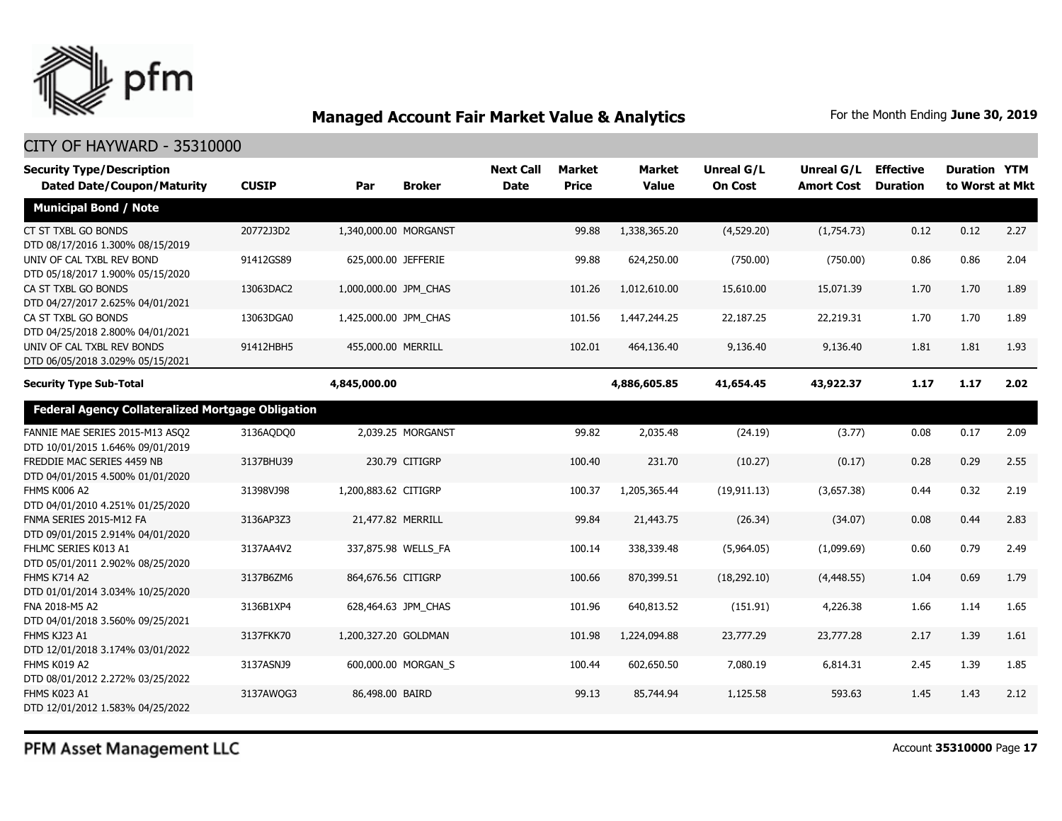## Managed Account Fair Market Value & Analytics

For the Month Ending **June 30, 2019**

CITY OF HAYWARD - 35310000

| Security Type/Description Dated Date/Coupon/Maturity | CUSIP | Par | Broker | Next Call Date | Market Price | Market Value | Unreal G/L On Cost | Unreal G/L Amort Cost | Effective Duration | Duration to Worst | YTM at Mkt |
|---|---|---|---|---|---|---|---|---|---|---|---|
| **Municipal Bond / Note** | | | | | | | | | | | |
| CT ST TXBL GO BONDS DTD 08/17/2016 1.300% 08/15/2019 | 20772J3D2 | 1,340,000.00 | MORGANST | | 99.88 | 1,338,365.20 | (4,529.20) | (1,754.73) | 0.12 | 0.12 | 2.27 |
| UNIV OF CAL TXBL REV BOND DTD 05/18/2017 1.900% 05/15/2020 | 91412GS89 | 625,000.00 | JEFFERIE | | 99.88 | 624,250.00 | (750.00) | (750.00) | 0.86 | 0.86 | 2.04 |
| CA ST TXBL GO BONDS DTD 04/27/2017 2.625% 04/01/2021 | 13063DAC2 | 1,000,000.00 | JPM_CHAS | | 101.26 | 1,012,610.00 | 15,610.00 | 15,071.39 | 1.70 | 1.70 | 1.89 |
| CA ST TXBL GO BONDS DTD 04/25/2018 2.800% 04/01/2021 | 13063DGA0 | 1,425,000.00 | JPM_CHAS | | 101.56 | 1,447,244.25 | 22,187.25 | 22,219.31 | 1.70 | 1.70 | 1.89 |
| UNIV OF CAL TXBL REV BONDS DTD 06/05/2018 3.029% 05/15/2021 | 91412HBH5 | 455,000.00 | MERRILL | | 102.01 | 464,136.40 | 9,136.40 | 9,136.40 | 1.81 | 1.81 | 1.93 |
| **Security Type Sub-Total** | | **4,845,000.00** | | | | **4,886,605.85** | **41,654.45** | **43,922.37** | **1.17** | **1.17** | **2.02** |
| **Federal Agency Collateralized Mortgage Obligation** | | | | | | | | | | | |
| FANNIE MAE SERIES 2015-M13 ASQ2 DTD 10/01/2015 1.646% 09/01/2019 | 3136AQDQ0 | 2,039.25 | MORGANST | | 99.82 | 2,035.48 | (24.19) | (3.77) | 0.08 | 0.17 | 2.09 |
| FREDDIE MAC SERIES 4459 NB DTD 04/01/2015 4.500% 01/01/2020 | 3137BHU39 | 230.79 | CITIGRP | | 100.40 | 231.70 | (10.27) | (0.17) | 0.28 | 0.29 | 2.55 |
| FHMS K006 A2 DTD 04/01/2010 4.251% 01/25/2020 | 31398VJ98 | 1,200,883.62 | CITIGRP | | 100.37 | 1,205,365.44 | (19,911.13) | (3,657.38) | 0.44 | 0.32 | 2.19 |
| FNMA SERIES 2015-M12 FA DTD 09/01/2015 2.914% 04/01/2020 | 3136AP3Z3 | 21,477.82 | MERRILL | | 99.84 | 21,443.75 | (26.34) | (34.07) | 0.08 | 0.44 | 2.83 |
| FHLMC SERIES K013 A1 DTD 05/01/2011 2.902% 08/25/2020 | 3137AA4V2 | 337,875.98 | WELLS_FA | | 100.14 | 338,339.48 | (5,964.05) | (1,099.69) | 0.60 | 0.79 | 2.49 |
| FHMS K714 A2 DTD 01/01/2014 3.034% 10/25/2020 | 3137B6ZM6 | 864,676.56 | CITIGRP | | 100.66 | 870,399.51 | (18,292.10) | (4,448.55) | 1.04 | 0.69 | 1.79 |
| FNA 2018-M5 A2 DTD 04/01/2018 3.560% 09/25/2021 | 3136B1XP4 | 628,464.63 | JPM_CHAS | | 101.96 | 640,813.52 | (151.91) | 4,226.38 | 1.66 | 1.14 | 1.65 |
| FHMS KJ23 A1 DTD 12/01/2018 3.174% 03/01/2022 | 3137FKK70 | 1,200,327.20 | GOLDMAN | | 101.98 | 1,224,094.88 | 23,777.29 | 23,777.28 | 2.17 | 1.39 | 1.61 |
| FHMS K019 A2 DTD 08/01/2012 2.272% 03/25/2022 | 3137ASNJ9 | 600,000.00 | MORGAN_S | | 100.44 | 602,650.50 | 7,080.19 | 6,814.31 | 2.45 | 1.39 | 1.85 |
| FHMS K023 A1 DTD 12/01/2012 1.583% 04/25/2022 | 3137AWQG3 | 86,498.00 | BAIRD | | 99.13 | 85,744.94 | 1,125.58 | 593.63 | 1.45 | 1.43 | 2.12 |

PFM Asset Management LLC

Account **35310000** Page **17**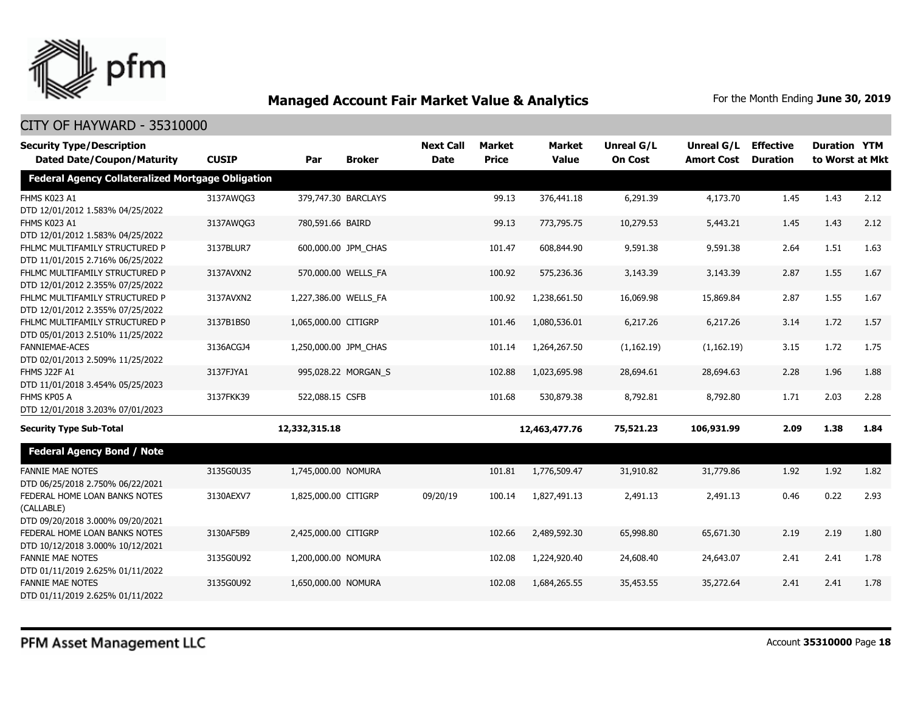# Managed Account Fair Market Value & Analytics

For the Month Ending **June 30, 2019**

## CITY OF HAYWARD - 35310000

| Security Type/Description Dated Date/Coupon/Maturity | CUSIP | Par | Broker | Next Call Date | Market Price | Market Value | Unreal G/L On Cost | Unreal G/L Amort Cost | Effective Duration | Duration to Worst | YTM at Mkt |
|---|---|---|---|---|---|---|---|---|---|---|---|
| **Federal Agency Collateralized Mortgage Obligation** | | | | | | | | | | | |
| FHMS K023 A1 DTD 12/01/2012 1.583% 04/25/2022 | 3137AWQG3 | 379,747.30 | BARCLAYS | | 99.13 | 376,441.18 | 6,291.39 | 4,173.70 | 1.45 | 1.43 | 2.12 |
| FHMS K023 A1 DTD 12/01/2012 1.583% 04/25/2022 | 3137AWQG3 | 780,591.66 | BAIRD | | 99.13 | 773,795.75 | 10,279.53 | 5,443.21 | 1.45 | 1.43 | 2.12 |
| FHLMC MULTIFAMILY STRUCTURED P DTD 11/01/2015 2.716% 06/25/2022 | 3137BLUR7 | 600,000.00 | JPM_CHAS | | 101.47 | 608,844.90 | 9,591.38 | 9,591.38 | 2.64 | 1.51 | 1.63 |
| FHLMC MULTIFAMILY STRUCTURED P DTD 12/01/2012 2.355% 07/25/2022 | 3137AVXN2 | 570,000.00 | WELLS_FA | | 100.92 | 575,236.36 | 3,143.39 | 3,143.39 | 2.87 | 1.55 | 1.67 |
| FHLMC MULTIFAMILY STRUCTURED P DTD 12/01/2012 2.355% 07/25/2022 | 3137AVXN2 | 1,227,386.00 | WELLS_FA | | 100.92 | 1,238,661.50 | 16,069.98 | 15,869.84 | 2.87 | 1.55 | 1.67 |
| FHLMC MULTIFAMILY STRUCTURED P DTD 05/01/2013 2.510% 11/25/2022 | 3137B1BS0 | 1,065,000.00 | CITIGRP | | 101.46 | 1,080,536.01 | 6,217.26 | 6,217.26 | 3.14 | 1.72 | 1.57 |
| FANNIEMAE-ACES DTD 02/01/2013 2.509% 11/25/2022 | 3136ACGJ4 | 1,250,000.00 | JPM_CHAS | | 101.14 | 1,264,267.50 | (1,162.19) | (1,162.19) | 3.15 | 1.72 | 1.75 |
| FHMS J22F A1 DTD 11/01/2018 3.454% 05/25/2023 | 3137FJYA1 | 995,028.22 | MORGAN_S | | 102.88 | 1,023,695.98 | 28,694.61 | 28,694.63 | 2.28 | 1.96 | 1.88 |
| FHMS KP05 A DTD 12/01/2018 3.203% 07/01/2023 | 3137FKK39 | 522,088.15 | CSFB | | 101.68 | 530,879.38 | 8,792.81 | 8,792.80 | 1.71 | 2.03 | 2.28 |
| **Security Type Sub-Total** | | **12,332,315.18** | | | | **12,463,477.76** | **75,521.23** | **106,931.99** | **2.09** | **1.38** | **1.84** |
| **Federal Agency Bond / Note** | | | | | | | | | | | |
| FANNIE MAE NOTES DTD 06/25/2018 2.750% 06/22/2021 | 3135G0U35 | 1,745,000.00 | NOMURA | | 101.81 | 1,776,509.47 | 31,910.82 | 31,779.86 | 1.92 | 1.92 | 1.82 |
| FEDERAL HOME LOAN BANKS NOTES (CALLABLE) DTD 09/20/2018 3.000% 09/20/2021 | 3130AEXV7 | 1,825,000.00 | CITIGRP | 09/20/19 | 100.14 | 1,827,491.13 | 2,491.13 | 2,491.13 | 0.46 | 0.22 | 2.93 |
| FEDERAL HOME LOAN BANKS NOTES DTD 10/12/2018 3.000% 10/12/2021 | 3130AF5B9 | 2,425,000.00 | CITIGRP | | 102.66 | 2,489,592.30 | 65,998.80 | 65,671.30 | 2.19 | 2.19 | 1.80 |
| FANNIE MAE NOTES DTD 01/11/2019 2.625% 01/11/2022 | 3135G0U92 | 1,200,000.00 | NOMURA | | 102.08 | 1,224,920.40 | 24,608.40 | 24,643.07 | 2.41 | 2.41 | 1.78 |
| FANNIE MAE NOTES DTD 01/11/2019 2.625% 01/11/2022 | 3135G0U92 | 1,650,000.00 | NOMURA | | 102.08 | 1,684,265.55 | 35,453.55 | 35,272.64 | 2.41 | 2.41 | 1.78 |

PFM Asset Management LLC

Account **35310000**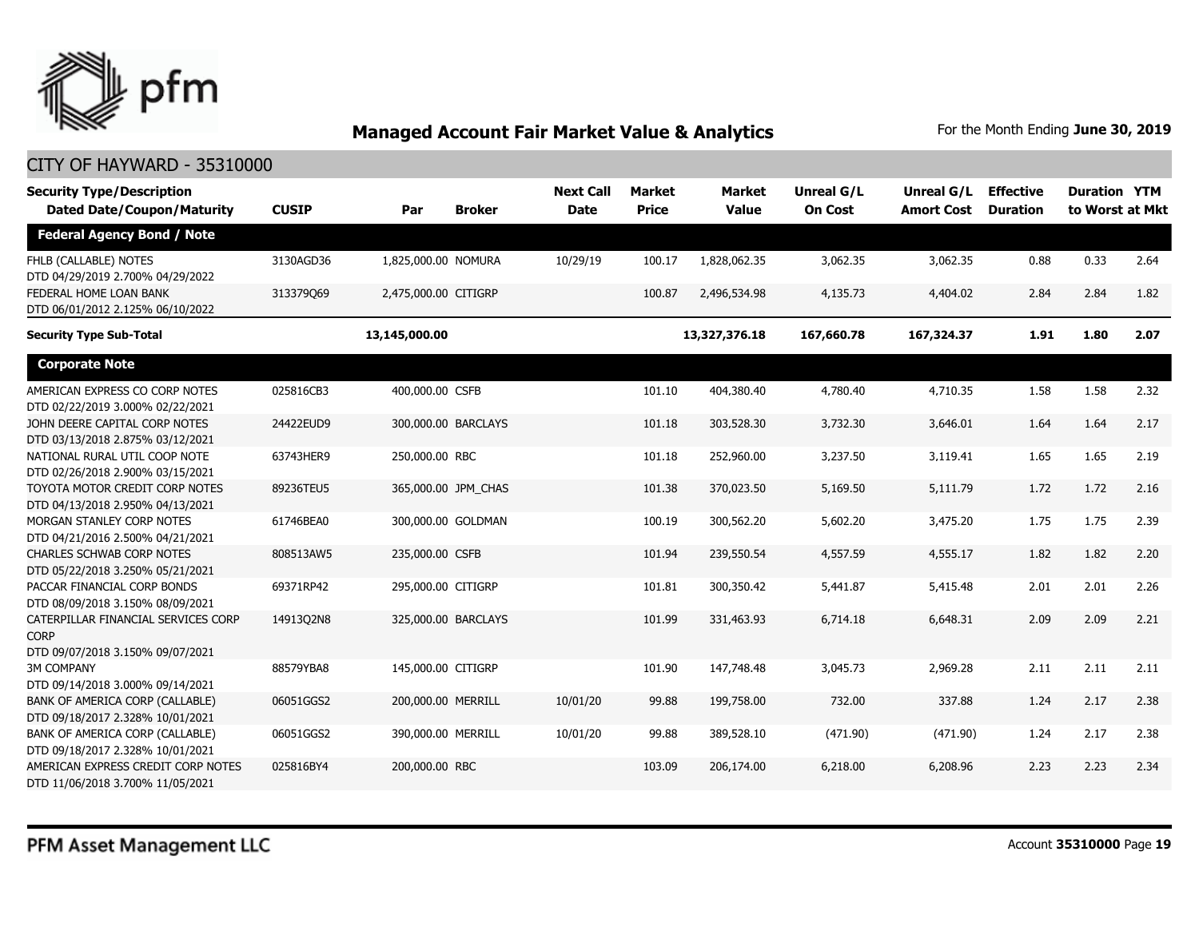## Managed Account Fair Market Value & Analytics

For the Month Ending **June 30, 2019**

CITY OF HAYWARD - 35310000

| Security Type/Description Dated Date/Coupon/Maturity | CUSIP | Par | Broker | Next Call Date | Market Price | Market Value | Unreal G/L On Cost | Unreal G/L Amort Cost | Effective Duration | Duration to Worst | YTM at Mkt |
|---|---|---|---|---|---|---|---|---|---|---|---|
| **Federal Agency Bond / Note** | | | | | | | | | | | |
| FHLB (CALLABLE) NOTES DTD 04/29/2019 2.700% 04/29/2022 | 3130AGD36 | 1,825,000.00 | NOMURA | 10/29/19 | 100.17 | 1,828,062.35 | 3,062.35 | 3,062.35 | 0.88 | 0.33 | 2.64 |
| FEDERAL HOME LOAN BANK DTD 06/01/2012 2.125% 06/10/2022 | 313379Q69 | 2,475,000.00 | CITIGRP | | 100.87 | 2,496,534.98 | 4,135.73 | 4,404.02 | 2.84 | 2.84 | 1.82 |
| **Security Type Sub-Total** | | **13,145,000.00** | | | | **13,327,376.18** | **167,660.78** | **167,324.37** | **1.91** | **1.80** | **2.07** |
| **Corporate Note** | | | | | | | | | | | |
| AMERICAN EXPRESS CO CORP NOTES DTD 02/22/2019 3.000% 02/22/2021 | 025816CB3 | 400,000.00 | CSFB | | 101.10 | 404,380.40 | 4,780.40 | 4,710.35 | 1.58 | 1.58 | 2.32 |
| JOHN DEERE CAPITAL CORP NOTES DTD 03/13/2018 2.875% 03/12/2021 | 24422EUD9 | 300,000.00 | BARCLAYS | | 101.18 | 303,528.30 | 3,732.30 | 3,646.01 | 1.64 | 1.64 | 2.17 |
| NATIONAL RURAL UTIL COOP NOTE DTD 02/26/2018 2.900% 03/15/2021 | 63743HER9 | 250,000.00 | RBC | | 101.18 | 252,960.00 | 3,237.50 | 3,119.41 | 1.65 | 1.65 | 2.19 |
| TOYOTA MOTOR CREDIT CORP NOTES DTD 04/13/2018 2.950% 04/13/2021 | 89236TEU5 | 365,000.00 | JPM_CHAS | | 101.38 | 370,023.50 | 5,169.50 | 5,111.79 | 1.72 | 1.72 | 2.16 |
| MORGAN STANLEY CORP NOTES DTD 04/21/2016 2.500% 04/21/2021 | 61746BEA0 | 300,000.00 | GOLDMAN | | 100.19 | 300,562.20 | 5,602.20 | 3,475.20 | 1.75 | 1.75 | 2.39 |
| CHARLES SCHWAB CORP NOTES DTD 05/22/2018 3.250% 05/21/2021 | 808513AW5 | 235,000.00 | CSFB | | 101.94 | 239,550.54 | 4,557.59 | 4,555.17 | 1.82 | 1.82 | 2.20 |
| PACCAR FINANCIAL CORP BONDS DTD 08/09/2018 3.150% 08/09/2021 | 69371RP42 | 295,000.00 | CITIGRP | | 101.81 | 300,350.42 | 5,441.87 | 5,415.48 | 2.01 | 2.01 | 2.26 |
| CATERPILLAR FINANCIAL SERVICES CORP CORP DTD 09/07/2018 3.150% 09/07/2021 | 14913Q2N8 | 325,000.00 | BARCLAYS | | 101.99 | 331,463.93 | 6,714.18 | 6,648.31 | 2.09 | 2.09 | 2.21 |
| 3M COMPANY DTD 09/14/2018 3.000% 09/14/2021 | 88579YBA8 | 145,000.00 | CITIGRP | | 101.90 | 147,748.48 | 3,045.73 | 2,969.28 | 2.11 | 2.11 | 2.11 |
| BANK OF AMERICA CORP (CALLABLE) DTD 09/18/2017 2.328% 10/01/2021 | 06051GGS2 | 200,000.00 | MERRILL | 10/01/20 | 99.88 | 199,758.00 | 732.00 | 337.88 | 1.24 | 2.17 | 2.38 |
| BANK OF AMERICA CORP (CALLABLE) DTD 09/18/2017 2.328% 10/01/2021 | 06051GGS2 | 390,000.00 | MERRILL | 10/01/20 | 99.88 | 389,528.10 | (471.90) | (471.90) | 1.24 | 2.17 | 2.38 |
| AMERICAN EXPRESS CREDIT CORP NOTES DTD 11/06/2018 3.700% 11/05/2021 | 025816BY4 | 200,000.00 | RBC | | 103.09 | 206,174.00 | 6,218.00 | 6,208.96 | 2.23 | 2.23 | 2.34 |

PFM Asset Management LLC

Account **35310000**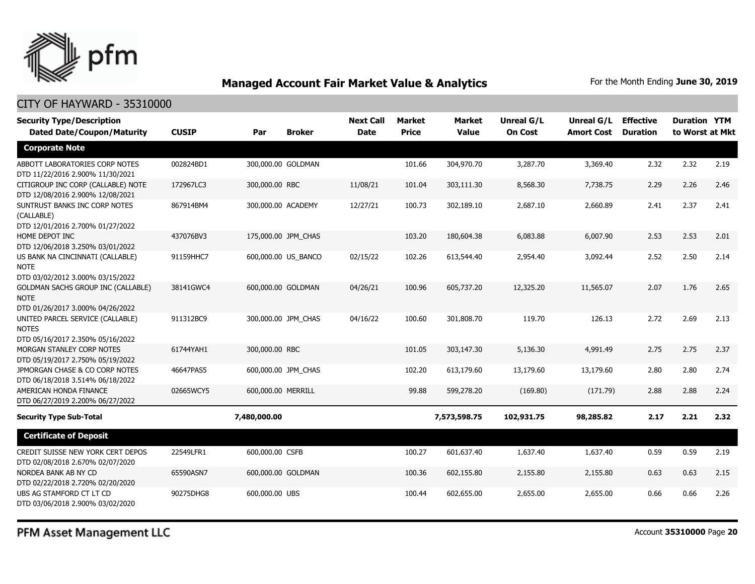# Managed Account Fair Market Value & Analytics

For the Month Ending **June 30, 2019**

## CITY OF HAYWARD - 35310000

| Security Type/Description Dated Date/Coupon/Maturity | CUSIP | Par | Broker | Next Call Date | Market Price | Market Value | Unreal G/L On Cost | Unreal G/L Amort Cost | Effective Duration | Duration to Worst | YTM at Mkt |
|---|---|---|---|---|---|---|---|---|---|---|---|
| **Corporate Note** | | | | | | | | | | | |
| ABBOTT LABORATORIES CORP NOTES DTD 11/22/2016 2.900% 11/30/2021 | 002824BD1 | 300,000.00 | GOLDMAN | | 101.66 | 304,970.70 | 3,287.70 | 3,369.40 | 2.32 | 2.32 | 2.19 |
| CITIGROUP INC CORP (CALLABLE) NOTE DTD 12/08/2016 2.900% 12/08/2021 | 172967LC3 | 300,000.00 | RBC | 11/08/21 | 101.04 | 303,111.30 | 8,568.30 | 7,738.75 | 2.29 | 2.26 | 2.46 |
| SUNTRUST BANKS INC CORP NOTES (CALLABLE) DTD 12/01/2016 2.700% 01/27/2022 | 867914BM4 | 300,000.00 | ACADEMY | 12/27/21 | 100.73 | 302,189.10 | 2,687.10 | 2,660.89 | 2.41 | 2.37 | 2.41 |
| HOME DEPOT INC DTD 12/06/2018 3.250% 03/01/2022 | 437076BV3 | 175,000.00 | JPM_CHAS | | 103.20 | 180,604.38 | 6,083.88 | 6,007.90 | 2.53 | 2.53 | 2.01 |
| US BANK NA CINCINNATI (CALLABLE) NOTE DTD 03/02/2012 3.000% 03/15/2022 | 91159HHC7 | 600,000.00 | US_BANCO | 02/15/22 | 102.26 | 613,544.40 | 2,954.40 | 3,092.44 | 2.52 | 2.50 | 2.14 |
| GOLDMAN SACHS GROUP INC (CALLABLE) NOTE DTD 01/26/2017 3.000% 04/26/2022 | 38141GWC4 | 600,000.00 | GOLDMAN | 04/26/21 | 100.96 | 605,737.20 | 12,325.20 | 11,565.07 | 2.07 | 1.76 | 2.65 |
| UNITED PARCEL SERVICE (CALLABLE) NOTES DTD 05/16/2017 2.350% 05/16/2022 | 911312BC9 | 300,000.00 | JPM_CHAS | 04/16/22 | 100.60 | 301,808.70 | 119.70 | 126.13 | 2.72 | 2.69 | 2.13 |
| MORGAN STANLEY CORP NOTES DTD 05/19/2017 2.750% 05/19/2022 | 61744YAH1 | 300,000.00 | RBC | | 101.05 | 303,147.30 | 5,136.30 | 4,991.49 | 2.75 | 2.75 | 2.37 |
| JPMORGAN CHASE & CO CORP NOTES DTD 06/18/2018 3.514% 06/18/2022 | 46647PAS5 | 600,000.00 | JPM_CHAS | | 102.20 | 613,179.60 | 13,179.60 | 13,179.60 | 2.80 | 2.80 | 2.74 |
| AMERICAN HONDA FINANCE DTD 06/27/2019 2.200% 06/27/2022 | 02665WCY5 | 600,000.00 | MERRILL | | 99.88 | 599,278.20 | (169.80) | (171.79) | 2.88 | 2.88 | 2.24 |
| **Security Type Sub-Total** | | **7,480,000.00** | | | | **7,573,598.75** | **102,931.75** | **98,285.82** | **2.17** | **2.21** | **2.32** |
| **Certificate of Deposit** | | | | | | | | | | | |
| CREDIT SUISSE NEW YORK CERT DEPOS DTD 02/08/2018 2.670% 02/07/2020 | 22549LFR1 | 600,000.00 | CSFB | | 100.27 | 601,637.40 | 1,637.40 | 1,637.40 | 0.59 | 0.59 | 2.19 |
| NORDEA BANK AB NY CD DTD 02/22/2018 2.720% 02/20/2020 | 65590ASN7 | 600,000.00 | GOLDMAN | | 100.36 | 602,155.80 | 2,155.80 | 2,155.80 | 0.63 | 0.63 | 2.15 |
| UBS AG STAMFORD CT LT CD DTD 03/06/2018 2.900% 03/02/2020 | 90275DHG8 | 600,000.00 | UBS | | 100.44 | 602,655.00 | 2,655.00 | 2,655.00 | 0.66 | 0.66 | 2.26 |

PFM Asset Management LLC

Account **35310000**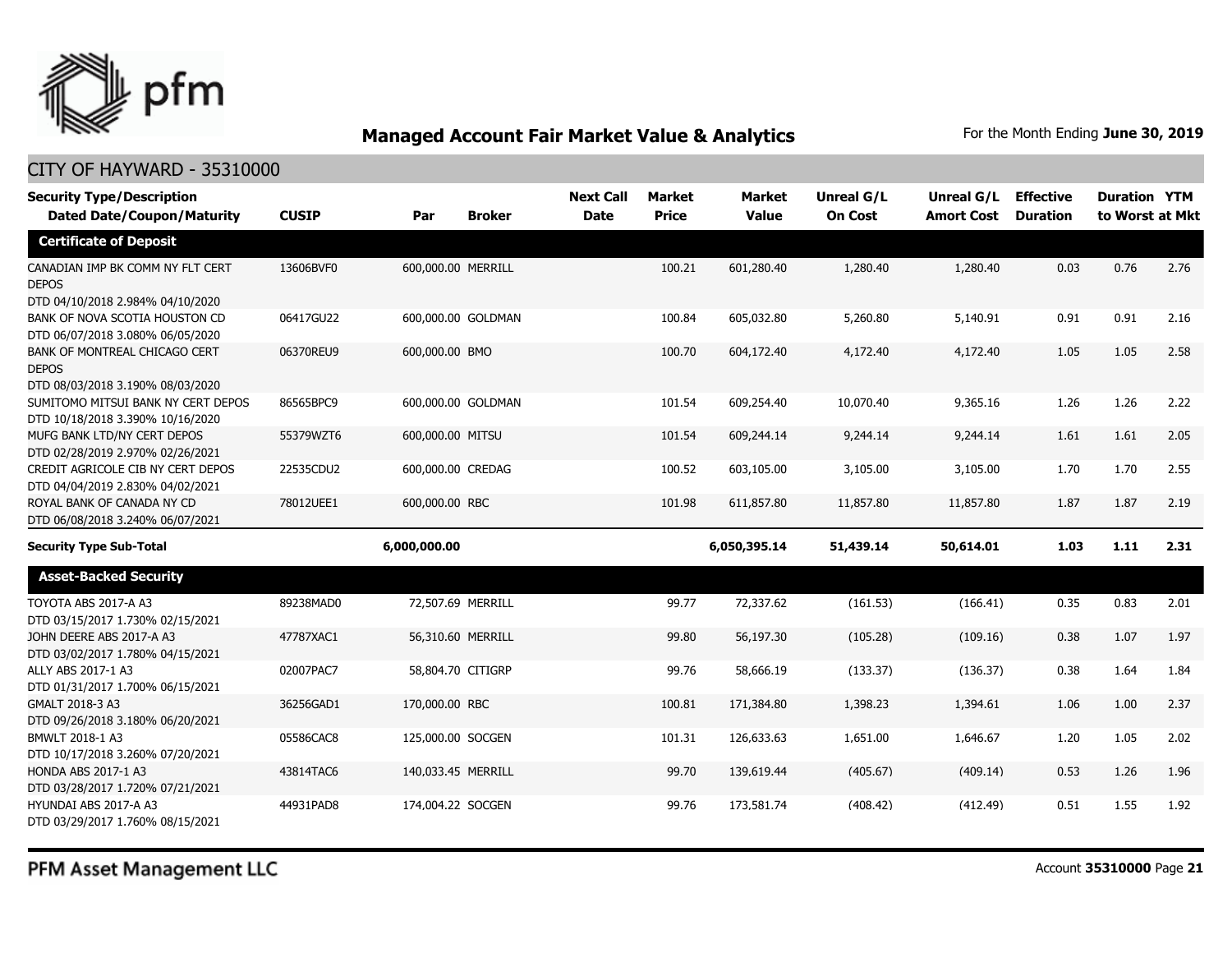## Managed Account Fair Market Value & Analytics

For the Month Ending **June 30, 2019**

CITY OF HAYWARD - 35310000

| Security Type/Description Dated Date/Coupon/Maturity | CUSIP | Par | Broker | Next Call Date | Market Price | Market Value | Unreal G/L On Cost | Unreal G/L Amort Cost | Effective Duration | Duration to Worst | YTM at Mkt |
|---|---|---|---|---|---|---|---|---|---|---|---|
| **Certificate of Deposit** | | | | | | | | | | | |
| CANADIAN IMP BK COMM NY FLT CERT DEPOS DTD 04/10/2018 2.984% 04/10/2020 | 13606BVF0 | 600,000.00 | MERRILL | | 100.21 | 601,280.40 | 1,280.40 | 1,280.40 | 0.03 | 0.76 | 2.76 |
| BANK OF NOVA SCOTIA HOUSTON CD DTD 06/07/2018 3.080% 06/05/2020 | 06417GU22 | 600,000.00 | GOLDMAN | | 100.84 | 605,032.80 | 5,260.80 | 5,140.91 | 0.91 | 0.91 | 2.16 |
| BANK OF MONTREAL CHICAGO CERT DEPOS DTD 08/03/2018 3.190% 08/03/2020 | 06370REU9 | 600,000.00 | BMO | | 100.70 | 604,172.40 | 4,172.40 | 4,172.40 | 1.05 | 1.05 | 2.58 |
| SUMITOMO MITSUI BANK NY CERT DEPOS DTD 10/18/2018 3.390% 10/16/2020 | 86565BPC9 | 600,000.00 | GOLDMAN | | 101.54 | 609,254.40 | 10,070.40 | 9,365.16 | 1.26 | 1.26 | 2.22 |
| MUFG BANK LTD/NY CERT DEPOS DTD 02/28/2019 2.970% 02/26/2021 | 55379WZT6 | 600,000.00 | MITSU | | 101.54 | 609,244.14 | 9,244.14 | 9,244.14 | 1.61 | 1.61 | 2.05 |
| CREDIT AGRICOLE CIB NY CERT DEPOS DTD 04/04/2019 2.830% 04/02/2021 | 22535CDU2 | 600,000.00 | CREDAG | | 100.52 | 603,105.00 | 3,105.00 | 3,105.00 | 1.70 | 1.70 | 2.55 |
| ROYAL BANK OF CANADA NY CD DTD 06/08/2018 3.240% 06/07/2021 | 78012UEE1 | 600,000.00 | RBC | | 101.98 | 611,857.80 | 11,857.80 | 11,857.80 | 1.87 | 1.87 | 2.19 |
| **Security Type Sub-Total** | | **6,000,000.00** | | | | **6,050,395.14** | **51,439.14** | **50,614.01** | **1.03** | **1.11** | **2.31** |
| **Asset-Backed Security** | | | | | | | | | | | |
| TOYOTA ABS 2017-A A3 DTD 03/15/2017 1.730% 02/15/2021 | 89238MAD0 | 72,507.69 | MERRILL | | 99.77 | 72,337.62 | (161.53) | (166.41) | 0.35 | 0.83 | 2.01 |
| JOHN DEERE ABS 2017-A A3 DTD 03/02/2017 1.780% 04/15/2021 | 47787XAC1 | 56,310.60 | MERRILL | | 99.80 | 56,197.30 | (105.28) | (109.16) | 0.38 | 1.07 | 1.97 |
| ALLY ABS 2017-1 A3 DTD 01/31/2017 1.700% 06/15/2021 | 02007PAC7 | 58,804.70 | CITIGRP | | 99.76 | 58,666.19 | (133.37) | (136.37) | 0.38 | 1.64 | 1.84 |
| GMALT 2018-3 A3 DTD 09/26/2018 3.180% 06/20/2021 | 36256GAD1 | 170,000.00 | RBC | | 100.81 | 171,384.80 | 1,398.23 | 1,394.61 | 1.06 | 1.00 | 2.37 |
| BMWLT 2018-1 A3 DTD 10/17/2018 3.260% 07/20/2021 | 05586CAC8 | 125,000.00 | SOCGEN | | 101.31 | 126,633.63 | 1,651.00 | 1,646.67 | 1.20 | 1.05 | 2.02 |
| HONDA ABS 2017-1 A3 DTD 03/28/2017 1.720% 07/21/2021 | 43814TAC6 | 140,033.45 | MERRILL | | 99.70 | 139,619.44 | (405.67) | (409.14) | 0.53 | 1.26 | 1.96 |
| HYUNDAI ABS 2017-A A3 DTD 03/29/2017 1.760% 08/15/2021 | 44931PAD8 | 174,004.22 | SOCGEN | | 99.76 | 173,581.74 | (408.42) | (412.49) | 0.51 | 1.55 | 1.92 |

PFM Asset Management LLC

Account **35310000**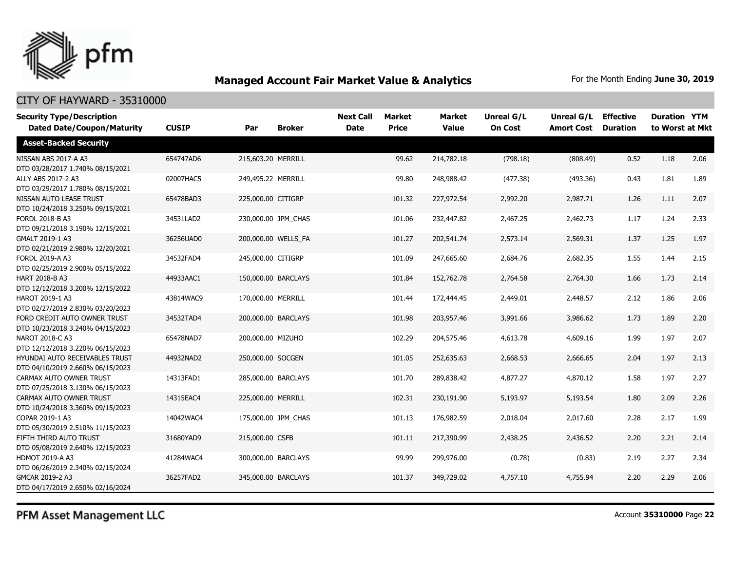# Managed Account Fair Market Value & Analytics

For the Month Ending **June 30, 2019**

CITY OF HAYWARD - 35310000

| Security Type/Description Dated Date/Coupon/Maturity | CUSIP | Par | Broker | Next Call Date | Market Price | Market Value | Unreal G/L On Cost | Unreal G/L Amort Cost | Effective Duration | Duration to Worst | YTM at Mkt |
|---|---|---|---|---|---|---|---|---|---|---|---|
| **Asset-Backed Security** | | | | | | | | | | | |
| NISSAN ABS 2017-A A3 DTD 03/28/2017 1.740% 08/15/2021 | 654747AD6 | 215,603.20 | MERRILL | | 99.62 | 214,782.18 | (798.18) | (808.49) | 0.52 | 1.18 | 2.06 |
| ALLY ABS 2017-2 A3 DTD 03/29/2017 1.780% 08/15/2021 | 02007HAC5 | 249,495.22 | MERRILL | | 99.80 | 248,988.42 | (477.38) | (493.36) | 0.43 | 1.81 | 1.89 |
| NISSAN AUTO LEASE TRUST DTD 10/24/2018 3.250% 09/15/2021 | 65478BAD3 | 225,000.00 | CITIGRP | | 101.32 | 227,972.54 | 2,992.20 | 2,987.71 | 1.26 | 1.11 | 2.07 |
| FORDL 2018-B A3 DTD 09/21/2018 3.190% 12/15/2021 | 34531LAD2 | 230,000.00 | JPM_CHAS | | 101.06 | 232,447.82 | 2,467.25 | 2,462.73 | 1.17 | 1.24 | 2.33 |
| GMALT 2019-1 A3 DTD 02/21/2019 2.980% 12/20/2021 | 36256UAD0 | 200,000.00 | WELLS_FA | | 101.27 | 202,541.74 | 2,573.14 | 2,569.31 | 1.37 | 1.25 | 1.97 |
| FORDL 2019-A A3 DTD 02/25/2019 2.900% 05/15/2022 | 34532FAD4 | 245,000.00 | CITIGRP | | 101.09 | 247,665.60 | 2,684.76 | 2,682.35 | 1.55 | 1.44 | 2.15 |
| HART 2018-B A3 DTD 12/12/2018 3.200% 12/15/2022 | 44933AAC1 | 150,000.00 | BARCLAYS | | 101.84 | 152,762.78 | 2,764.58 | 2,764.30 | 1.66 | 1.73 | 2.14 |
| HAROT 2019-1 A3 DTD 02/27/2019 2.830% 03/20/2023 | 43814WAC9 | 170,000.00 | MERRILL | | 101.44 | 172,444.45 | 2,449.01 | 2,448.57 | 2.12 | 1.86 | 2.06 |
| FORD CREDIT AUTO OWNER TRUST DTD 10/23/2018 3.240% 04/15/2023 | 34532TAD4 | 200,000.00 | BARCLAYS | | 101.98 | 203,957.46 | 3,991.66 | 3,986.62 | 1.73 | 1.89 | 2.20 |
| NAROT 2018-C A3 DTD 12/12/2018 3.220% 06/15/2023 | 65478NAD7 | 200,000.00 | MIZUHO | | 102.29 | 204,575.46 | 4,613.78 | 4,609.16 | 1.99 | 1.97 | 2.07 |
| HYUNDAI AUTO RECEIVABLES TRUST DTD 04/10/2019 2.660% 06/15/2023 | 44932NAD2 | 250,000.00 | SOCGEN | | 101.05 | 252,635.63 | 2,668.53 | 2,666.65 | 2.04 | 1.97 | 2.13 |
| CARMAX AUTO OWNER TRUST DTD 07/25/2018 3.130% 06/15/2023 | 14313FAD1 | 285,000.00 | BARCLAYS | | 101.70 | 289,838.42 | 4,877.27 | 4,870.12 | 1.58 | 1.97 | 2.27 |
| CARMAX AUTO OWNER TRUST DTD 10/24/2018 3.360% 09/15/2023 | 14315EAC4 | 225,000.00 | MERRILL | | 102.31 | 230,191.90 | 5,193.97 | 5,193.54 | 1.80 | 2.09 | 2.26 |
| COPAR 2019-1 A3 DTD 05/30/2019 2.510% 11/15/2023 | 14042WAC4 | 175,000.00 | JPM_CHAS | | 101.13 | 176,982.59 | 2,018.04 | 2,017.60 | 2.28 | 2.17 | 1.99 |
| FIFTH THIRD AUTO TRUST DTD 05/08/2019 2.640% 12/15/2023 | 31680YAD9 | 215,000.00 | CSFB | | 101.11 | 217,390.99 | 2,438.25 | 2,436.52 | 2.20 | 2.21 | 2.14 |
| HDMOT 2019-A A3 DTD 06/26/2019 2.340% 02/15/2024 | 41284WAC4 | 300,000.00 | BARCLAYS | | 99.99 | 299,976.00 | (0.78) | (0.83) | 2.19 | 2.27 | 2.34 |
| GMCAR 2019-2 A3 DTD 04/17/2019 2.650% 02/16/2024 | 36257FAD2 | 345,000.00 | BARCLAYS | | 101.37 | 349,729.02 | 4,757.10 | 4,755.94 | 2.20 | 2.29 | 2.06 |

PFM Asset Management LLC

Account **35310000**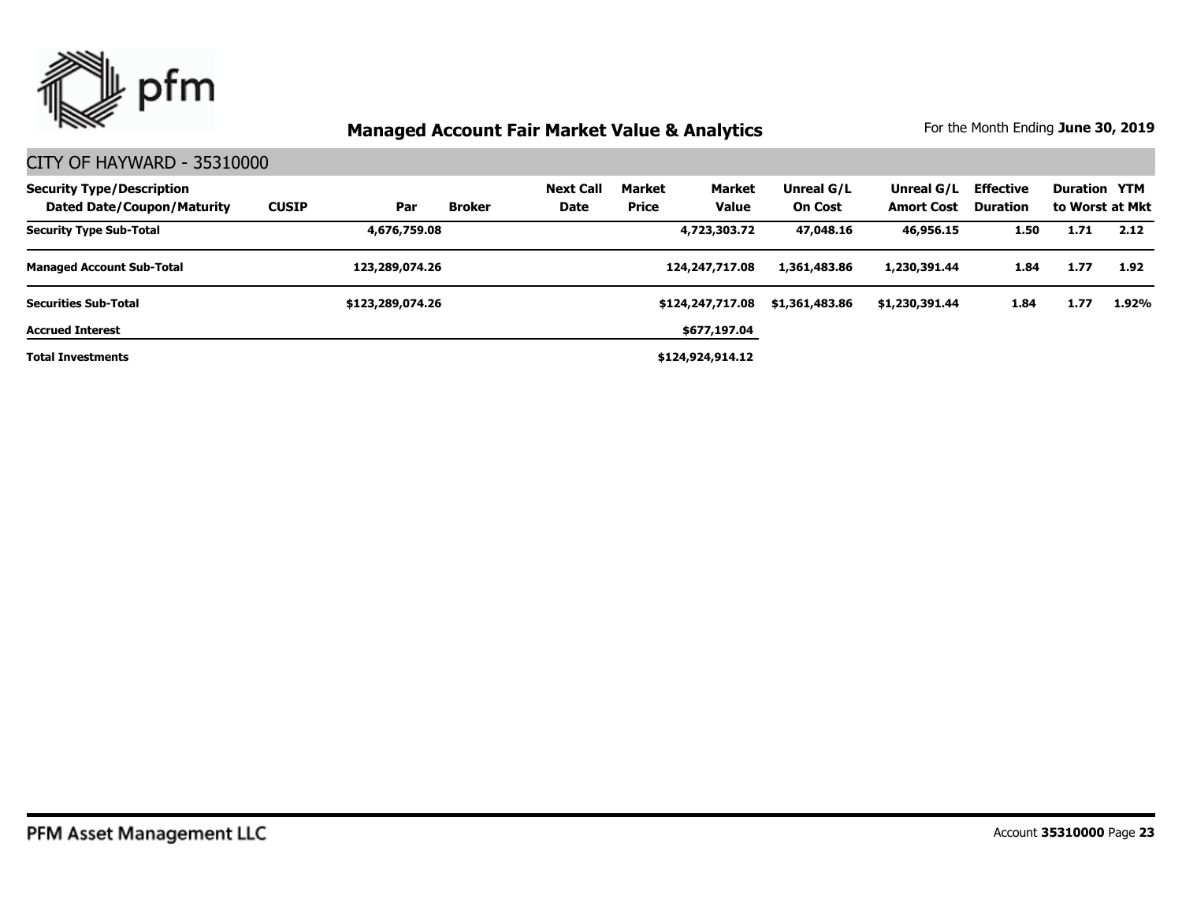## Managed Account Fair Market Value & Analytics

For the Month Ending **June 30, 2019**

CITY OF HAYWARD - 35310000

| Security Type/Description Dated Date/Coupon/Maturity | CUSIP | Par | Broker | Next Call Date | Market Price | Market Value | Unreal G/L On Cost | Unreal G/L Amort Cost | Effective Duration | Duration to Worst | YTM at Mkt |
|---|---|---|---|---|---|---|---|---|---|---|---|
| **Security Type Sub-Total** | | **4,676,759.08** | | | | **4,723,303.72** | **47,048.16** | **46,956.15** | **1.50** | **1.71** | **2.12** |
| **Managed Account Sub-Total** | | **123,289,074.26** | | | | **124,247,717.08** | **1,361,483.86** | **1,230,391.44** | **1.84** | **1.77** | **1.92** |
| **Securities Sub-Total** | | **$123,289,074.26** | | | | **$124,247,717.08** | **$1,361,483.86** | **$1,230,391.44** | **1.84** | **1.77** | **1.92%** |
| **Accrued Interest** | | | | | | **$677,197.04** | | | | | |
| **Total Investments** | | | | | | **$124,924,914.12** | | | | | |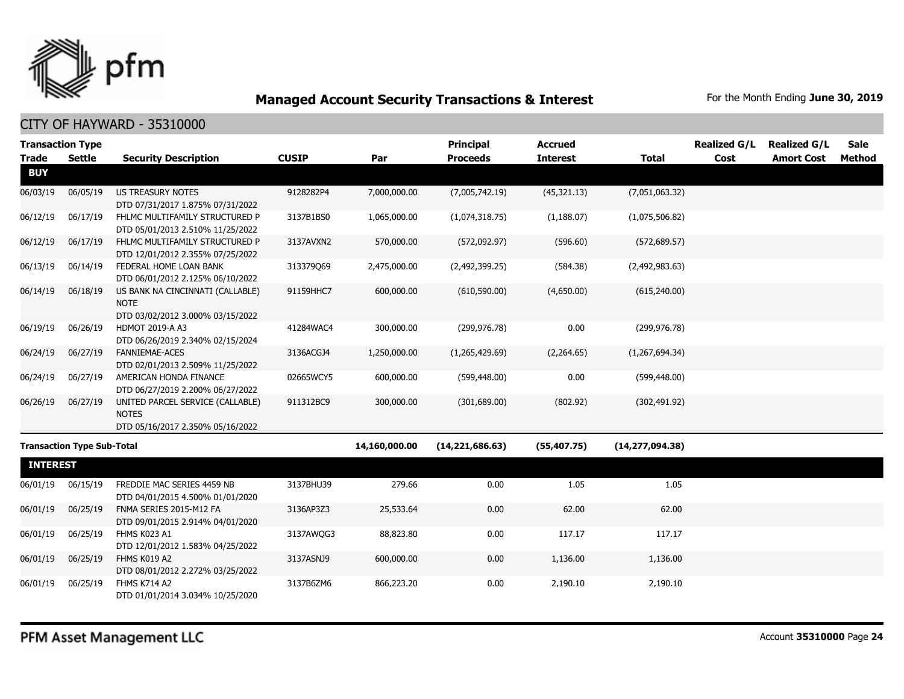## Managed Account Security Transactions & Interest

For the Month Ending **June 30, 2019**

### CITY OF HAYWARD - 35310000

| Transaction Type Trade | Settle | Security Description | CUSIP | Par | Principal Proceeds | Accrued Interest | Total | Realized G/L Cost | Realized G/L Amort Cost | Sale Method |
|---|---|---|---|---|---|---|---|---|---|---|
| **BUY** | | | | | | | | | | |
| 06/03/19 | 06/05/19 | US TREASURY NOTES DTD 07/31/2017 1.875% 07/31/2022 | 9128282P4 | 7,000,000.00 | (7,005,742.19) | (45,321.13) | (7,051,063.32) | | | |
| 06/12/19 | 06/17/19 | FHLMC MULTIFAMILY STRUCTURED P DTD 05/01/2013 2.510% 11/25/2022 | 3137B1BS0 | 1,065,000.00 | (1,074,318.75) | (1,188.07) | (1,075,506.82) | | | |
| 06/12/19 | 06/17/19 | FHLMC MULTIFAMILY STRUCTURED P DTD 12/01/2012 2.355% 07/25/2022 | 3137AVXN2 | 570,000.00 | (572,092.97) | (596.60) | (572,689.57) | | | |
| 06/13/19 | 06/14/19 | FEDERAL HOME LOAN BANK DTD 06/01/2012 2.125% 06/10/2022 | 313379Q69 | 2,475,000.00 | (2,492,399.25) | (584.38) | (2,492,983.63) | | | |
| 06/14/19 | 06/18/19 | US BANK NA CINCINNATI (CALLABLE) NOTE DTD 03/02/2012 3.000% 03/15/2022 | 91159HHC7 | 600,000.00 | (610,590.00) | (4,650.00) | (615,240.00) | | | |
| 06/19/19 | 06/26/19 | HDMOT 2019-A A3 DTD 06/26/2019 2.340% 02/15/2024 | 41284WAC4 | 300,000.00 | (299,976.78) | 0.00 | (299,976.78) | | | |
| 06/24/19 | 06/27/19 | FANNIEMAE-ACES DTD 02/01/2013 2.509% 11/25/2022 | 3136ACGJ4 | 1,250,000.00 | (1,265,429.69) | (2,264.65) | (1,267,694.34) | | | |
| 06/24/19 | 06/27/19 | AMERICAN HONDA FINANCE DTD 06/27/2019 2.200% 06/27/2022 | 02665WCY5 | 600,000.00 | (599,448.00) | 0.00 | (599,448.00) | | | |
| 06/26/19 | 06/27/19 | UNITED PARCEL SERVICE (CALLABLE) NOTES DTD 05/16/2017 2.350% 05/16/2022 | 911312BC9 | 300,000.00 | (301,689.00) | (802.92) | (302,491.92) | | | |
| **Transaction Type Sub-Total** | | | | **14,160,000.00** | **(14,221,686.63)** | **(55,407.75)** | **(14,277,094.38)** | | | |
| **INTEREST** | | | | | | | | | | |
| 06/01/19 | 06/15/19 | FREDDIE MAC SERIES 4459 NB DTD 04/01/2015 4.500% 01/01/2020 | 3137BHU39 | 279.66 | 0.00 | 1.05 | 1.05 | | | |
| 06/01/19 | 06/25/19 | FNMA SERIES 2015-M12 FA DTD 09/01/2015 2.914% 04/01/2020 | 3136AP3Z3 | 25,533.64 | 0.00 | 62.00 | 62.00 | | | |
| 06/01/19 | 06/25/19 | FHMS K023 A1 DTD 12/01/2012 1.583% 04/25/2022 | 3137AWQG3 | 88,823.80 | 0.00 | 117.17 | 117.17 | | | |
| 06/01/19 | 06/25/19 | FHMS K019 A2 DTD 08/01/2012 2.272% 03/25/2022 | 3137ASNJ9 | 600,000.00 | 0.00 | 1,136.00 | 1,136.00 | | | |
| 06/01/19 | 06/25/19 | FHMS K714 A2 DTD 01/01/2014 3.034% 10/25/2020 | 3137B6ZM6 | 866,223.20 | 0.00 | 2,190.10 | 2,190.10 | | | |

PFM Asset Management LLC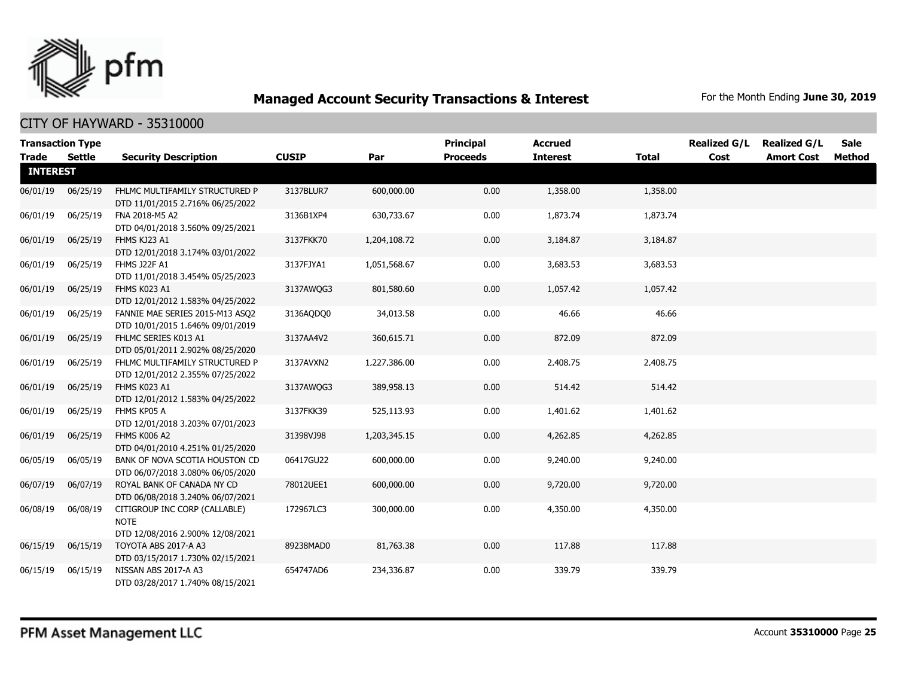## Managed Account Security Transactions & Interest

For the Month Ending **June 30, 2019**

CITY OF HAYWARD - 35310000

| Transaction Type Trade | Settle | Security Description | CUSIP | Par | Principal Proceeds | Accrued Interest | Total | Realized G/L Cost | Realized G/L Amort Cost | Sale Method |
|---|---|---|---|---|---|---|---|---|---|---|
| **INTEREST** | | | | | | | | | | |
| 06/01/19 | 06/25/19 | FHLMC MULTIFAMILY STRUCTURED P DTD 11/01/2015 2.716% 06/25/2022 | 3137BLUR7 | 600,000.00 | 0.00 | 1,358.00 | 1,358.00 | | | |
| 06/01/19 | 06/25/19 | FNA 2018-M5 A2 DTD 04/01/2018 3.560% 09/25/2021 | 3136B1XP4 | 630,733.67 | 0.00 | 1,873.74 | 1,873.74 | | | |
| 06/01/19 | 06/25/19 | FHMS KJ23 A1 DTD 12/01/2018 3.174% 03/01/2022 | 3137FKK70 | 1,204,108.72 | 0.00 | 3,184.87 | 3,184.87 | | | |
| 06/01/19 | 06/25/19 | FHMS J22F A1 DTD 11/01/2018 3.454% 05/25/2023 | 3137FJYA1 | 1,051,568.67 | 0.00 | 3,683.53 | 3,683.53 | | | |
| 06/01/19 | 06/25/19 | FHMS K023 A1 DTD 12/01/2012 1.583% 04/25/2022 | 3137AWQG3 | 801,580.60 | 0.00 | 1,057.42 | 1,057.42 | | | |
| 06/01/19 | 06/25/19 | FANNIE MAE SERIES 2015-M13 ASQ2 DTD 10/01/2015 1.646% 09/01/2019 | 3136AQDQ0 | 34,013.58 | 0.00 | 46.66 | 46.66 | | | |
| 06/01/19 | 06/25/19 | FHLMC SERIES K013 A1 DTD 05/01/2011 2.902% 08/25/2020 | 3137AA4V2 | 360,615.71 | 0.00 | 872.09 | 872.09 | | | |
| 06/01/19 | 06/25/19 | FHLMC MULTIFAMILY STRUCTURED P DTD 12/01/2012 2.355% 07/25/2022 | 3137AVXN2 | 1,227,386.00 | 0.00 | 2,408.75 | 2,408.75 | | | |
| 06/01/19 | 06/25/19 | FHMS K023 A1 DTD 12/01/2012 1.583% 04/25/2022 | 3137AWQG3 | 389,958.13 | 0.00 | 514.42 | 514.42 | | | |
| 06/01/19 | 06/25/19 | FHMS KP05 A DTD 12/01/2018 3.203% 07/01/2023 | 3137FKK39 | 525,113.93 | 0.00 | 1,401.62 | 1,401.62 | | | |
| 06/01/19 | 06/25/19 | FHMS K006 A2 DTD 04/01/2010 4.251% 01/25/2020 | 31398VJ98 | 1,203,345.15 | 0.00 | 4,262.85 | 4,262.85 | | | |
| 06/05/19 | 06/05/19 | BANK OF NOVA SCOTIA HOUSTON CD DTD 06/07/2018 3.080% 06/05/2020 | 06417GU22 | 600,000.00 | 0.00 | 9,240.00 | 9,240.00 | | | |
| 06/07/19 | 06/07/19 | ROYAL BANK OF CANADA NY CD DTD 06/08/2018 3.240% 06/07/2021 | 78012UEE1 | 600,000.00 | 0.00 | 9,720.00 | 9,720.00 | | | |
| 06/08/19 | 06/08/19 | CITIGROUP INC CORP (CALLABLE) NOTE DTD 12/08/2016 2.900% 12/08/2021 | 172967LC3 | 300,000.00 | 0.00 | 4,350.00 | 4,350.00 | | | |
| 06/15/19 | 06/15/19 | TOYOTA ABS 2017-A A3 DTD 03/15/2017 1.730% 02/15/2021 | 89238MAD0 | 81,763.38 | 0.00 | 117.88 | 117.88 | | | |
| 06/15/19 | 06/15/19 | NISSAN ABS 2017-A A3 DTD 03/28/2017 1.740% 08/15/2021 | 654747AD6 | 234,336.87 | 0.00 | 339.79 | 339.79 | | | |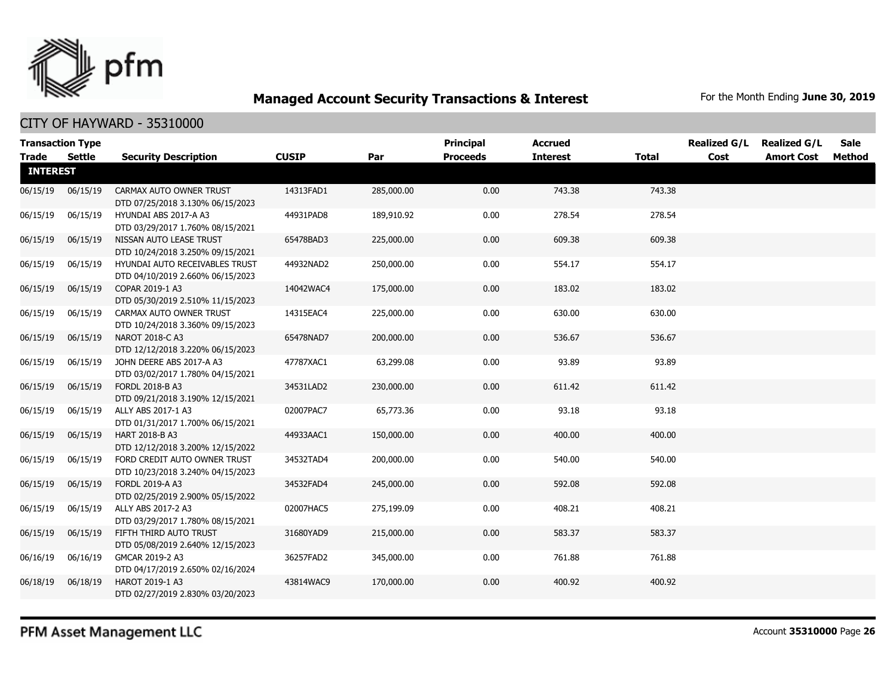# Managed Account Security Transactions & Interest

For the Month Ending **June 30, 2019**

## CITY OF HAYWARD - 35310000

| Transaction Type | | | | | Principal | Accrued | | Realized G/L | Realized G/L | Sale |
|---|---|---|---|---|---|---|---|---|---|---|
| **Trade** | **Settle** | **Security Description** | **CUSIP** | **Par** | **Proceeds** | **Interest** | **Total** | **Cost** | **Amort Cost** | **Method** |
| **INTEREST** | | | | | | | | | | |
| 06/15/19 | 06/15/19 | CARMAX AUTO OWNER TRUST DTD 07/25/2018 3.130% 06/15/2023 | 14313FAD1 | 285,000.00 | 0.00 | 743.38 | 743.38 | | | |
| 06/15/19 | 06/15/19 | HYUNDAI ABS 2017-A A3 DTD 03/29/2017 1.760% 08/15/2021 | 44931PAD8 | 189,910.92 | 0.00 | 278.54 | 278.54 | | | |
| 06/15/19 | 06/15/19 | NISSAN AUTO LEASE TRUST DTD 10/24/2018 3.250% 09/15/2021 | 65478BAD3 | 225,000.00 | 0.00 | 609.38 | 609.38 | | | |
| 06/15/19 | 06/15/19 | HYUNDAI AUTO RECEIVABLES TRUST DTD 04/10/2019 2.660% 06/15/2023 | 44932NAD2 | 250,000.00 | 0.00 | 554.17 | 554.17 | | | |
| 06/15/19 | 06/15/19 | COPAR 2019-1 A3 DTD 05/30/2019 2.510% 11/15/2023 | 14042WAC4 | 175,000.00 | 0.00 | 183.02 | 183.02 | | | |
| 06/15/19 | 06/15/19 | CARMAX AUTO OWNER TRUST DTD 10/24/2018 3.360% 09/15/2023 | 14315EAC4 | 225,000.00 | 0.00 | 630.00 | 630.00 | | | |
| 06/15/19 | 06/15/19 | NAROT 2018-C A3 DTD 12/12/2018 3.220% 06/15/2023 | 65478NAD7 | 200,000.00 | 0.00 | 536.67 | 536.67 | | | |
| 06/15/19 | 06/15/19 | JOHN DEERE ABS 2017-A A3 DTD 03/02/2017 1.780% 04/15/2021 | 47787XAC1 | 63,299.08 | 0.00 | 93.89 | 93.89 | | | |
| 06/15/19 | 06/15/19 | FORDL 2018-B A3 DTD 09/21/2018 3.190% 12/15/2021 | 34531LAD2 | 230,000.00 | 0.00 | 611.42 | 611.42 | | | |
| 06/15/19 | 06/15/19 | ALLY ABS 2017-1 A3 DTD 01/31/2017 1.700% 06/15/2021 | 02007PAC7 | 65,773.36 | 0.00 | 93.18 | 93.18 | | | |
| 06/15/19 | 06/15/19 | HART 2018-B A3 DTD 12/12/2018 3.200% 12/15/2022 | 44933AAC1 | 150,000.00 | 0.00 | 400.00 | 400.00 | | | |
| 06/15/19 | 06/15/19 | FORD CREDIT AUTO OWNER TRUST DTD 10/23/2018 3.240% 04/15/2023 | 34532TAD4 | 200,000.00 | 0.00 | 540.00 | 540.00 | | | |
| 06/15/19 | 06/15/19 | FORDL 2019-A A3 DTD 02/25/2019 2.900% 05/15/2022 | 34532FAD4 | 245,000.00 | 0.00 | 592.08 | 592.08 | | | |
| 06/15/19 | 06/15/19 | ALLY ABS 2017-2 A3 DTD 03/29/2017 1.780% 08/15/2021 | 02007HAC5 | 275,199.09 | 0.00 | 408.21 | 408.21 | | | |
| 06/15/19 | 06/15/19 | FIFTH THIRD AUTO TRUST DTD 05/08/2019 2.640% 12/15/2023 | 31680YAD9 | 215,000.00 | 0.00 | 583.37 | 583.37 | | | |
| 06/16/19 | 06/16/19 | GMCAR 2019-2 A3 DTD 04/17/2019 2.650% 02/16/2024 | 36257FAD2 | 345,000.00 | 0.00 | 761.88 | 761.88 | | | |
| 06/18/19 | 06/18/19 | HAROT 2019-1 A3 DTD 02/27/2019 2.830% 03/20/2023 | 43814WAC9 | 170,000.00 | 0.00 | 400.92 | 400.92 | | | |

PFM Asset Management LLC

Account **35310000**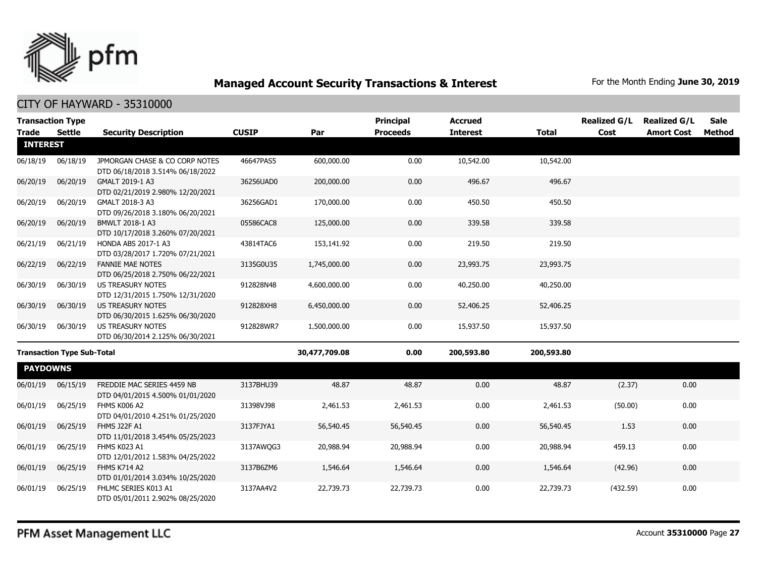# Managed Account Security Transactions & Interest

For the Month Ending **June 30, 2019**

## CITY OF HAYWARD - 35310000

| Transaction Type Trade | Settle | Security Description | CUSIP | Par | Principal Proceeds | Accrued Interest | Total | Realized G/L Cost | Realized G/L Amort Cost | Sale Method |
|---|---|---|---|---|---|---|---|---|---|---|
| **INTEREST** | | | | | | | | | | |
| 06/18/19 | 06/18/19 | JPMORGAN CHASE & CO CORP NOTES DTD 06/18/2018 3.514% 06/18/2022 | 46647PAS5 | 600,000.00 | 0.00 | 10,542.00 | 10,542.00 | | | |
| 06/20/19 | 06/20/19 | GMALT 2019-1 A3 DTD 02/21/2019 2.980% 12/20/2021 | 36256UAD0 | 200,000.00 | 0.00 | 496.67 | 496.67 | | | |
| 06/20/19 | 06/20/19 | GMALT 2018-3 A3 DTD 09/26/2018 3.180% 06/20/2021 | 36256GAD1 | 170,000.00 | 0.00 | 450.50 | 450.50 | | | |
| 06/20/19 | 06/20/19 | BMWLT 2018-1 A3 DTD 10/17/2018 3.260% 07/20/2021 | 05586CAC8 | 125,000.00 | 0.00 | 339.58 | 339.58 | | | |
| 06/21/19 | 06/21/19 | HONDA ABS 2017-1 A3 DTD 03/28/2017 1.720% 07/21/2021 | 43814TAC6 | 153,141.92 | 0.00 | 219.50 | 219.50 | | | |
| 06/22/19 | 06/22/19 | FANNIE MAE NOTES DTD 06/25/2018 2.750% 06/22/2021 | 3135G0U35 | 1,745,000.00 | 0.00 | 23,993.75 | 23,993.75 | | | |
| 06/30/19 | 06/30/19 | US TREASURY NOTES DTD 12/31/2015 1.750% 12/31/2020 | 912828N48 | 4,600,000.00 | 0.00 | 40,250.00 | 40,250.00 | | | |
| 06/30/19 | 06/30/19 | US TREASURY NOTES DTD 06/30/2015 1.625% 06/30/2020 | 912828XH8 | 6,450,000.00 | 0.00 | 52,406.25 | 52,406.25 | | | |
| 06/30/19 | 06/30/19 | US TREASURY NOTES DTD 06/30/2014 2.125% 06/30/2021 | 912828WR7 | 1,500,000.00 | 0.00 | 15,937.50 | 15,937.50 | | | |
| **Transaction Type Sub-Total** | | | | **30,477,709.08** | **0.00** | **200,593.80** | **200,593.80** | | | |
| **PAYDOWNS** | | | | | | | | | | |
| 06/01/19 | 06/15/19 | FREDDIE MAC SERIES 4459 NB DTD 04/01/2015 4.500% 01/01/2020 | 3137BHU39 | 48.87 | 48.87 | 0.00 | 48.87 | (2.37) | 0.00 | |
| 06/01/19 | 06/25/19 | FHMS K006 A2 DTD 04/01/2010 4.251% 01/25/2020 | 31398VJ98 | 2,461.53 | 2,461.53 | 0.00 | 2,461.53 | (50.00) | 0.00 | |
| 06/01/19 | 06/25/19 | FHMS J22F A1 DTD 11/01/2018 3.454% 05/25/2023 | 3137FJYA1 | 56,540.45 | 56,540.45 | 0.00 | 56,540.45 | 1.53 | 0.00 | |
| 06/01/19 | 06/25/19 | FHMS K023 A1 DTD 12/01/2012 1.583% 04/25/2022 | 3137AWQG3 | 20,988.94 | 20,988.94 | 0.00 | 20,988.94 | 459.13 | 0.00 | |
| 06/01/19 | 06/25/19 | FHMS K714 A2 DTD 01/01/2014 3.034% 10/25/2020 | 3137B6ZM6 | 1,546.64 | 1,546.64 | 0.00 | 1,546.64 | (42.96) | 0.00 | |
| 06/01/19 | 06/25/19 | FHLMC SERIES K013 A1 DTD 05/01/2011 2.902% 08/25/2020 | 3137AA4V2 | 22,739.73 | 22,739.73 | 0.00 | 22,739.73 | (432.59) | 0.00 | |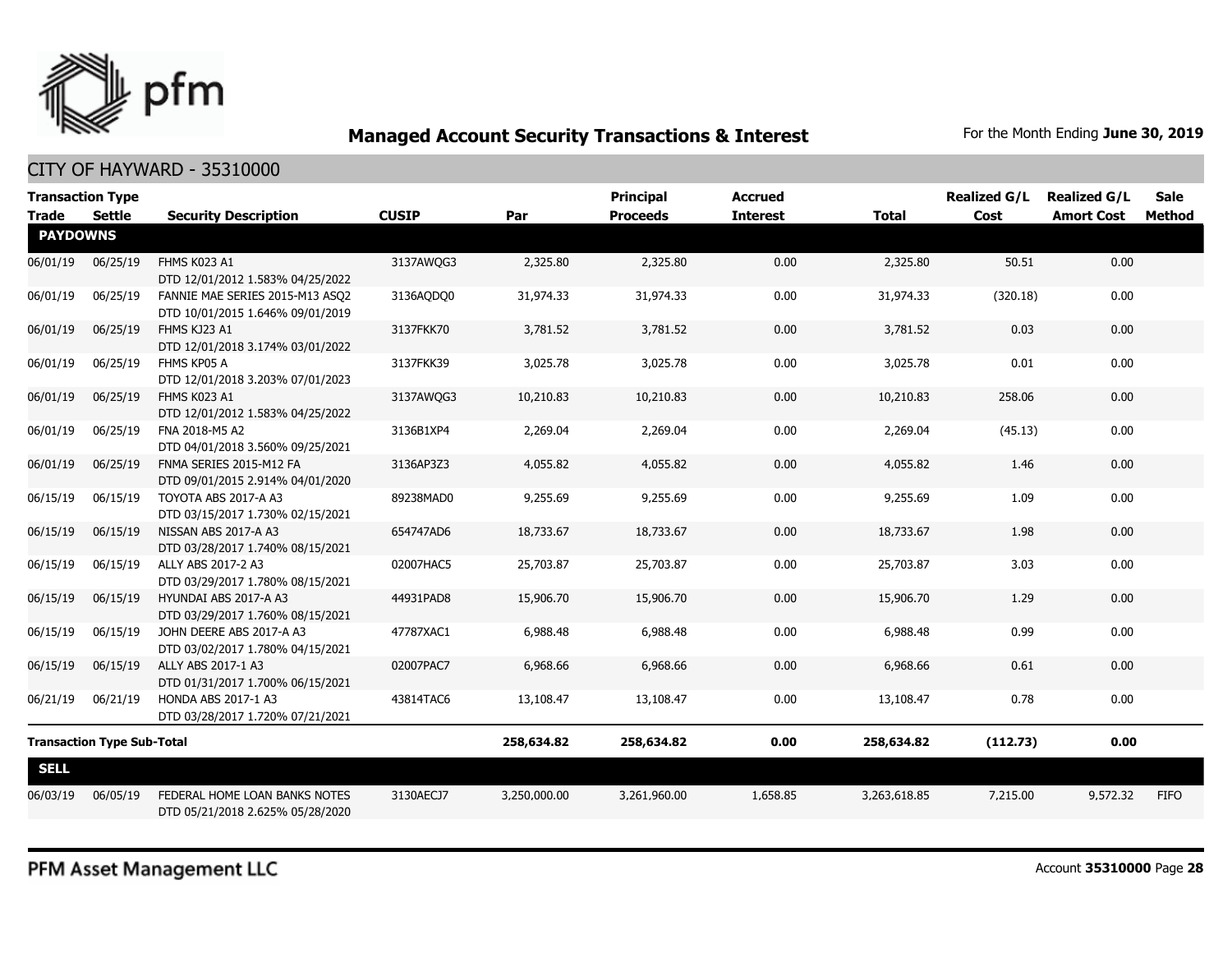# Managed Account Security Transactions & Interest

For the Month Ending **June 30, 2019**

## CITY OF HAYWARD - 35310000

| Transaction Type Trade | Settle | Security Description | CUSIP | Par | Principal Proceeds | Accrued Interest | Total | Realized G/L Cost | Realized G/L Amort Cost | Sale Method |
|---|---|---|---|---|---|---|---|---|---|---|
| **PAYDOWNS** | | | | | | | | | | |
| 06/01/19 | 06/25/19 | FHMS K023 A1 DTD 12/01/2012 1.583% 04/25/2022 | 3137AWQG3 | 2,325.80 | 2,325.80 | 0.00 | 2,325.80 | 50.51 | 0.00 | |
| 06/01/19 | 06/25/19 | FANNIE MAE SERIES 2015-M13 ASQ2 DTD 10/01/2015 1.646% 09/01/2019 | 3136AQDQ0 | 31,974.33 | 31,974.33 | 0.00 | 31,974.33 | (320.18) | 0.00 | |
| 06/01/19 | 06/25/19 | FHMS KJ23 A1 DTD 12/01/2018 3.174% 03/01/2022 | 3137FKK70 | 3,781.52 | 3,781.52 | 0.00 | 3,781.52 | 0.03 | 0.00 | |
| 06/01/19 | 06/25/19 | FHMS KP05 A DTD 12/01/2018 3.203% 07/01/2023 | 3137FKK39 | 3,025.78 | 3,025.78 | 0.00 | 3,025.78 | 0.01 | 0.00 | |
| 06/01/19 | 06/25/19 | FHMS K023 A1 DTD 12/01/2012 1.583% 04/25/2022 | 3137AWQG3 | 10,210.83 | 10,210.83 | 0.00 | 10,210.83 | 258.06 | 0.00 | |
| 06/01/19 | 06/25/19 | FNA 2018-M5 A2 DTD 04/01/2018 3.560% 09/25/2021 | 3136B1XP4 | 2,269.04 | 2,269.04 | 0.00 | 2,269.04 | (45.13) | 0.00 | |
| 06/01/19 | 06/25/19 | FNMA SERIES 2015-M12 FA DTD 09/01/2015 2.914% 04/01/2020 | 3136AP3Z3 | 4,055.82 | 4,055.82 | 0.00 | 4,055.82 | 1.46 | 0.00 | |
| 06/15/19 | 06/15/19 | TOYOTA ABS 2017-A A3 DTD 03/15/2017 1.730% 02/15/2021 | 89238MAD0 | 9,255.69 | 9,255.69 | 0.00 | 9,255.69 | 1.09 | 0.00 | |
| 06/15/19 | 06/15/19 | NISSAN ABS 2017-A A3 DTD 03/28/2017 1.740% 08/15/2021 | 654747AD6 | 18,733.67 | 18,733.67 | 0.00 | 18,733.67 | 1.98 | 0.00 | |
| 06/15/19 | 06/15/19 | ALLY ABS 2017-2 A3 DTD 03/29/2017 1.780% 08/15/2021 | 02007HAC5 | 25,703.87 | 25,703.87 | 0.00 | 25,703.87 | 3.03 | 0.00 | |
| 06/15/19 | 06/15/19 | HYUNDAI ABS 2017-A A3 DTD 03/29/2017 1.760% 08/15/2021 | 44931PAD8 | 15,906.70 | 15,906.70 | 0.00 | 15,906.70 | 1.29 | 0.00 | |
| 06/15/19 | 06/15/19 | JOHN DEERE ABS 2017-A A3 DTD 03/02/2017 1.780% 04/15/2021 | 47787XAC1 | 6,988.48 | 6,988.48 | 0.00 | 6,988.48 | 0.99 | 0.00 | |
| 06/15/19 | 06/15/19 | ALLY ABS 2017-1 A3 DTD 01/31/2017 1.700% 06/15/2021 | 02007PAC7 | 6,968.66 | 6,968.66 | 0.00 | 6,968.66 | 0.61 | 0.00 | |
| 06/21/19 | 06/21/19 | HONDA ABS 2017-1 A3 DTD 03/28/2017 1.720% 07/21/2021 | 43814TAC6 | 13,108.47 | 13,108.47 | 0.00 | 13,108.47 | 0.78 | 0.00 | |
| **Transaction Type Sub-Total** | | | | **258,634.82** | **258,634.82** | **0.00** | **258,634.82** | **(112.73)** | **0.00** | |
| **SELL** | | | | | | | | | | |
| 06/03/19 | 06/05/19 | FEDERAL HOME LOAN BANKS NOTES DTD 05/21/2018 2.625% 05/28/2020 | 3130AECJ7 | 3,250,000.00 | 3,261,960.00 | 1,658.85 | 3,263,618.85 | 7,215.00 | 9,572.32 | FIFO |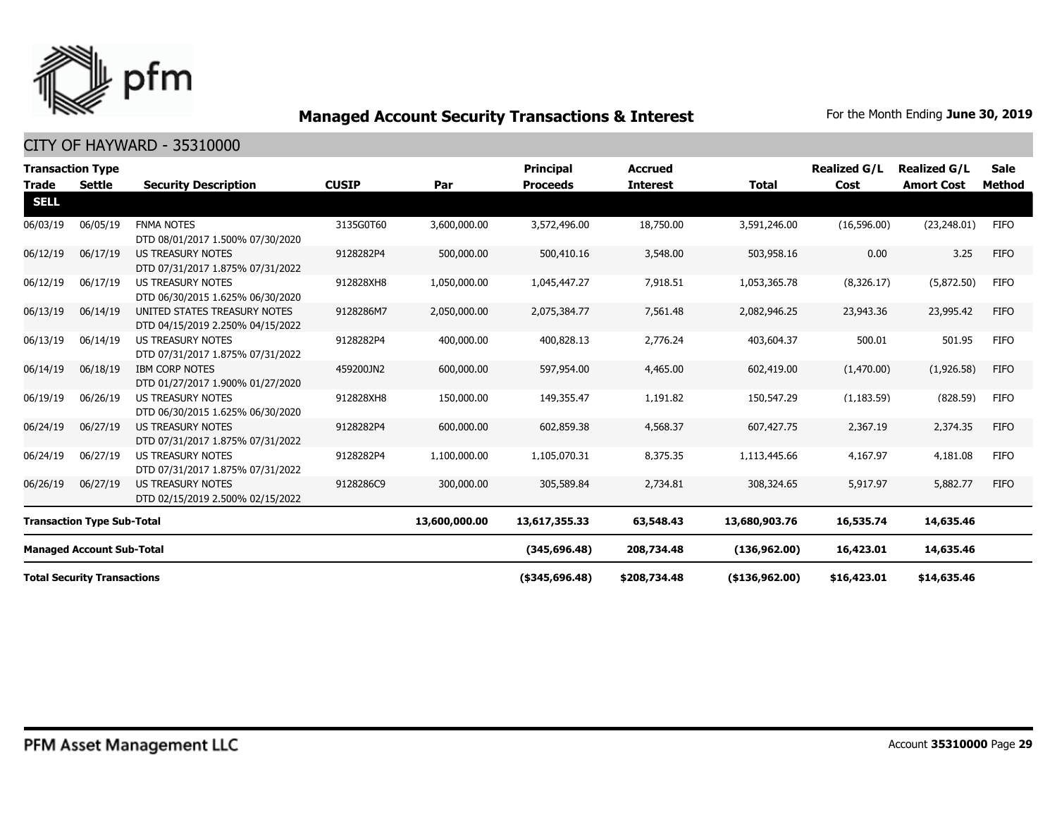## Managed Account Security Transactions & Interest

For the Month Ending **June 30, 2019**

CITY OF HAYWARD - 35310000

| Transaction Type Trade | Settle | Security Description | CUSIP | Par | Principal Proceeds | Accrued Interest | Total | Realized G/L Cost | Realized G/L Amort Cost | Sale Method |
|---|---|---|---|---|---|---|---|---|---|---|
| **SELL** | | | | | | | | | | |
| 06/03/19 | 06/05/19 | FNMA NOTES DTD 08/01/2017 1.500% 07/30/2020 | 3135G0T60 | 3,600,000.00 | 3,572,496.00 | 18,750.00 | 3,591,246.00 | (16,596.00) | (23,248.01) | FIFO |
| 06/12/19 | 06/17/19 | US TREASURY NOTES DTD 07/31/2017 1.875% 07/31/2022 | 9128282P4 | 500,000.00 | 500,410.16 | 3,548.00 | 503,958.16 | 0.00 | 3.25 | FIFO |
| 06/12/19 | 06/17/19 | US TREASURY NOTES DTD 06/30/2015 1.625% 06/30/2020 | 912828XH8 | 1,050,000.00 | 1,045,447.27 | 7,918.51 | 1,053,365.78 | (8,326.17) | (5,872.50) | FIFO |
| 06/13/19 | 06/14/19 | UNITED STATES TREASURY NOTES DTD 04/15/2019 2.250% 04/15/2022 | 9128286M7 | 2,050,000.00 | 2,075,384.77 | 7,561.48 | 2,082,946.25 | 23,943.36 | 23,995.42 | FIFO |
| 06/13/19 | 06/14/19 | US TREASURY NOTES DTD 07/31/2017 1.875% 07/31/2022 | 9128282P4 | 400,000.00 | 400,828.13 | 2,776.24 | 403,604.37 | 500.01 | 501.95 | FIFO |
| 06/14/19 | 06/18/19 | IBM CORP NOTES DTD 01/27/2017 1.900% 01/27/2020 | 459200JN2 | 600,000.00 | 597,954.00 | 4,465.00 | 602,419.00 | (1,470.00) | (1,926.58) | FIFO |
| 06/19/19 | 06/26/19 | US TREASURY NOTES DTD 06/30/2015 1.625% 06/30/2020 | 912828XH8 | 150,000.00 | 149,355.47 | 1,191.82 | 150,547.29 | (1,183.59) | (828.59) | FIFO |
| 06/24/19 | 06/27/19 | US TREASURY NOTES DTD 07/31/2017 1.875% 07/31/2022 | 9128282P4 | 600,000.00 | 602,859.38 | 4,568.37 | 607,427.75 | 2,367.19 | 2,374.35 | FIFO |
| 06/24/19 | 06/27/19 | US TREASURY NOTES DTD 07/31/2017 1.875% 07/31/2022 | 9128282P4 | 1,100,000.00 | 1,105,070.31 | 8,375.35 | 1,113,445.66 | 4,167.97 | 4,181.08 | FIFO |
| 06/26/19 | 06/27/19 | US TREASURY NOTES DTD 02/15/2019 2.500% 02/15/2022 | 9128286C9 | 300,000.00 | 305,589.84 | 2,734.81 | 308,324.65 | 5,917.97 | 5,882.77 | FIFO |
| **Transaction Type Sub-Total** | | | | **13,600,000.00** | **13,617,355.33** | **63,548.43** | **13,680,903.76** | **16,535.74** | **14,635.46** | |
| **Managed Account Sub-Total** | | | | | **(345,696.48)** | **208,734.48** | **(136,962.00)** | **16,423.01** | **14,635.46** | |
| **Total Security Transactions** | | | | | **($345,696.48)** | **$208,734.48** | **($136,962.00)** | **$16,423.01** | **$14,635.46** | |